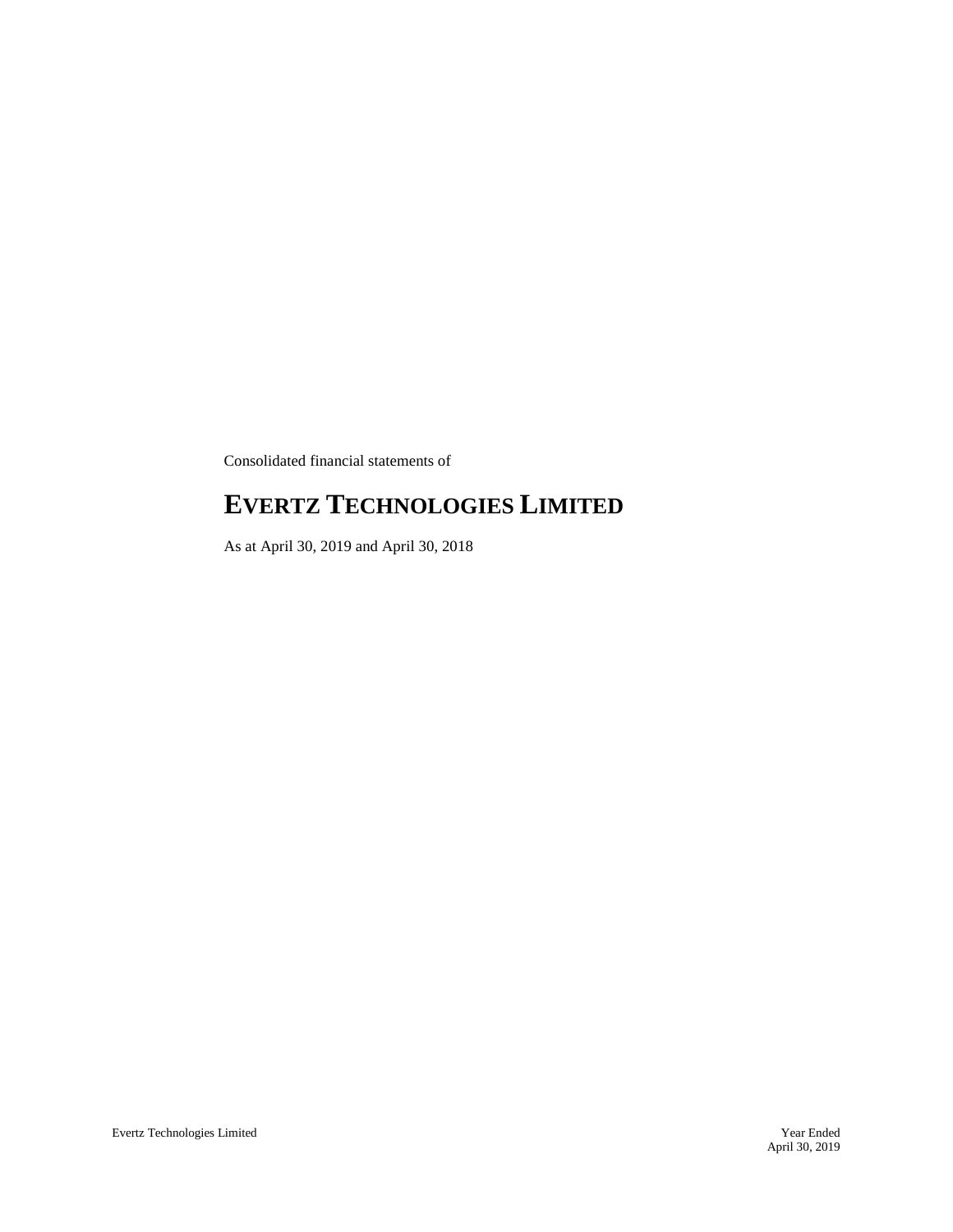Consolidated financial statements of

# EVERTZ TECHNOLOGIES LIMITED

As at April 30, 2019 and April 30, 2018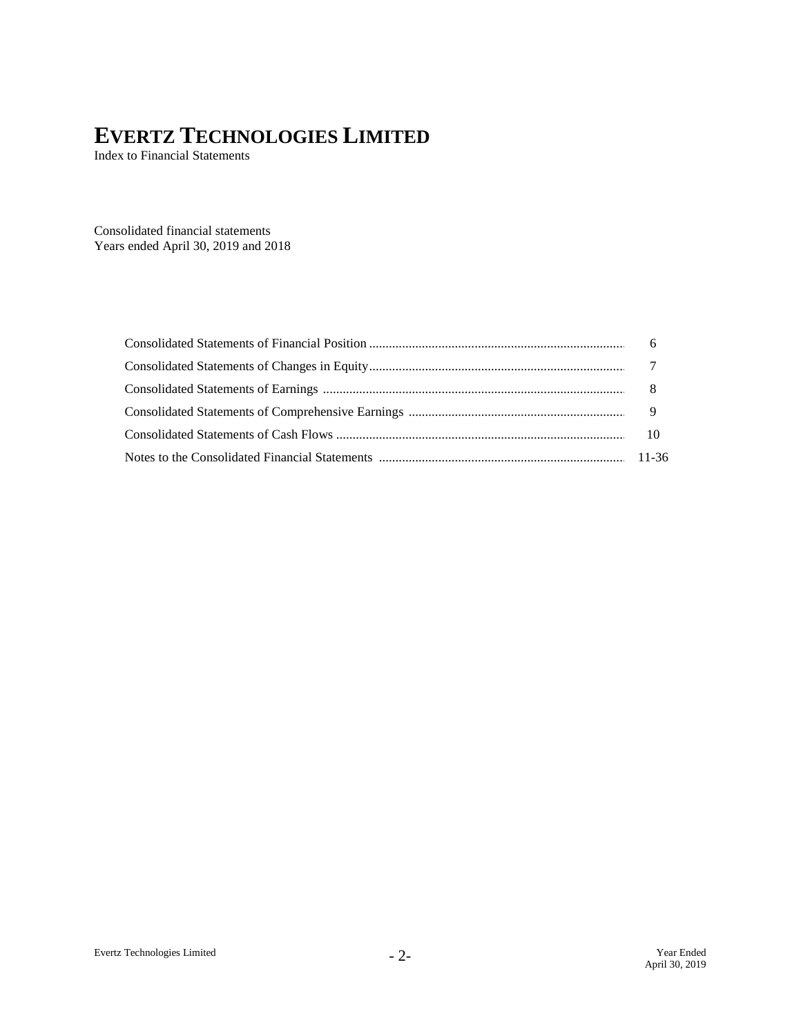# EVERTZ TECHNOLOGIES LIMITED

Index to Financial Statements

Consolidated financial statements
Years ended April 30, 2019 and 2018

| | |
|---|---|
| Consolidated Statements of Financial Position | 6 |
| Consolidated Statements of Changes in Equity | 7 |
| Consolidated Statements of Earnings | 8 |
| Consolidated Statements of Comprehensive Earnings | 9 |
| Consolidated Statements of Cash Flows | 10 |
| Notes to the Consolidated Financial Statements | 11-36 |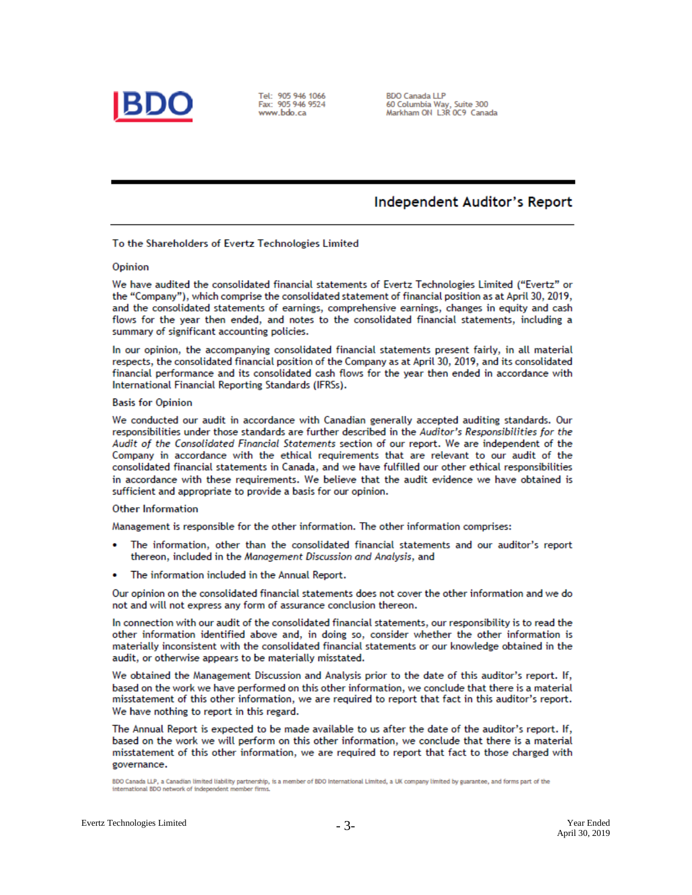BDO

Tel: 905 946 1066
Fax: 905 946 9524
www.bdo.ca

BDO Canada LLP
60 Columbia Way, Suite 300
Markham ON L3R 0C9 Canada

# Independent Auditor's Report

To the Shareholders of Evertz Technologies Limited

## Opinion

We have audited the consolidated financial statements of Evertz Technologies Limited ("Evertz" or the "Company"), which comprise the consolidated statement of financial position as at April 30, 2019, and the consolidated statements of earnings, comprehensive earnings, changes in equity and cash flows for the year then ended, and notes to the consolidated financial statements, including a summary of significant accounting policies.

In our opinion, the accompanying consolidated financial statements present fairly, in all material respects, the consolidated financial position of the Company as at April 30, 2019, and its consolidated financial performance and its consolidated cash flows for the year then ended in accordance with International Financial Reporting Standards (IFRSs).

## Basis for Opinion

We conducted our audit in accordance with Canadian generally accepted auditing standards. Our responsibilities under those standards are further described in the *Auditor's Responsibilities for the Audit of the Consolidated Financial Statements* section of our report. We are independent of the Company in accordance with the ethical requirements that are relevant to our audit of the consolidated financial statements in Canada, and we have fulfilled our other ethical responsibilities in accordance with these requirements. We believe that the audit evidence we have obtained is sufficient and appropriate to provide a basis for our opinion.

## Other Information

Management is responsible for the other information. The other information comprises:

- The information, other than the consolidated financial statements and our auditor's report thereon, included in the *Management Discussion and Analysis*, and
- The information included in the Annual Report.

Our opinion on the consolidated financial statements does not cover the other information and we do not and will not express any form of assurance conclusion thereon.

In connection with our audit of the consolidated financial statements, our responsibility is to read the other information identified above and, in doing so, consider whether the other information is materially inconsistent with the consolidated financial statements or our knowledge obtained in the audit, or otherwise appears to be materially misstated.

We obtained the Management Discussion and Analysis prior to the date of this auditor's report. If, based on the work we have performed on this other information, we conclude that there is a material misstatement of this other information, we are required to report that fact in this auditor's report. We have nothing to report in this regard.

The Annual Report is expected to be made available to us after the date of the auditor's report. If, based on the work we will perform on this other information, we conclude that there is a material misstatement of this other information, we are required to report that fact to those charged with governance.

BDO Canada LLP, a Canadian limited liability partnership, is a member of BDO International Limited, a UK company limited by guarantee, and forms part of the international BDO network of independent member firms.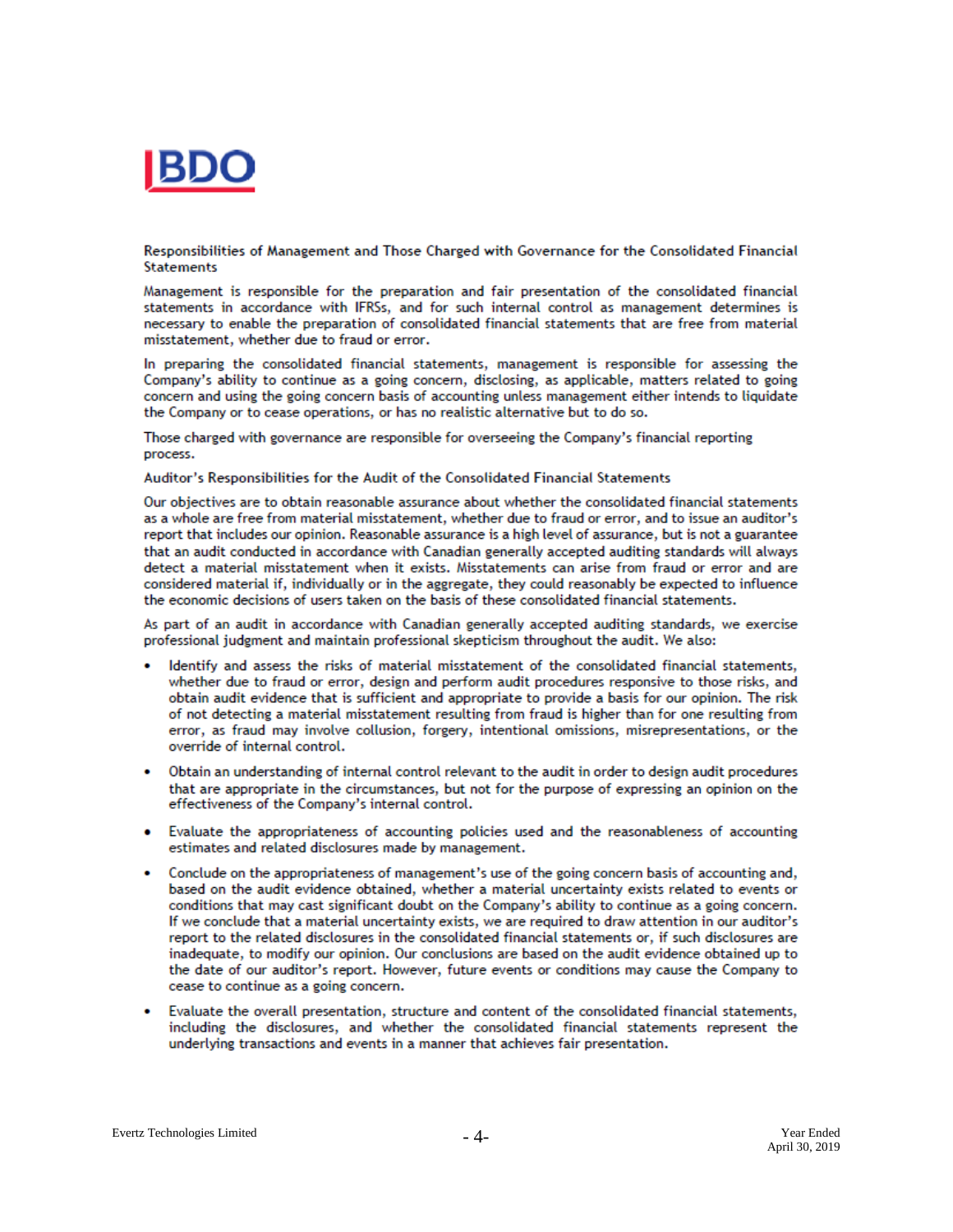**Responsibilities of Management and Those Charged with Governance for the Consolidated Financial Statements**

Management is responsible for the preparation and fair presentation of the consolidated financial statements in accordance with IFRSs, and for such internal control as management determines is necessary to enable the preparation of consolidated financial statements that are free from material misstatement, whether due to fraud or error.

In preparing the consolidated financial statements, management is responsible for assessing the Company's ability to continue as a going concern, disclosing, as applicable, matters related to going concern and using the going concern basis of accounting unless management either intends to liquidate the Company or to cease operations, or has no realistic alternative but to do so.

Those charged with governance are responsible for overseeing the Company's financial reporting process.

**Auditor's Responsibilities for the Audit of the Consolidated Financial Statements**

Our objectives are to obtain reasonable assurance about whether the consolidated financial statements as a whole are free from material misstatement, whether due to fraud or error, and to issue an auditor's report that includes our opinion. Reasonable assurance is a high level of assurance, but is not a guarantee that an audit conducted in accordance with Canadian generally accepted auditing standards will always detect a material misstatement when it exists. Misstatements can arise from fraud or error and are considered material if, individually or in the aggregate, they could reasonably be expected to influence the economic decisions of users taken on the basis of these consolidated financial statements.

As part of an audit in accordance with Canadian generally accepted auditing standards, we exercise professional judgment and maintain professional skepticism throughout the audit. We also:

- Identify and assess the risks of material misstatement of the consolidated financial statements, whether due to fraud or error, design and perform audit procedures responsive to those risks, and obtain audit evidence that is sufficient and appropriate to provide a basis for our opinion. The risk of not detecting a material misstatement resulting from fraud is higher than for one resulting from error, as fraud may involve collusion, forgery, intentional omissions, misrepresentations, or the override of internal control.
- Obtain an understanding of internal control relevant to the audit in order to design audit procedures that are appropriate in the circumstances, but not for the purpose of expressing an opinion on the effectiveness of the Company's internal control.
- Evaluate the appropriateness of accounting policies used and the reasonableness of accounting estimates and related disclosures made by management.
- Conclude on the appropriateness of management's use of the going concern basis of accounting and, based on the audit evidence obtained, whether a material uncertainty exists related to events or conditions that may cast significant doubt on the Company's ability to continue as a going concern. If we conclude that a material uncertainty exists, we are required to draw attention in our auditor's report to the related disclosures in the consolidated financial statements or, if such disclosures are inadequate, to modify our opinion. Our conclusions are based on the audit evidence obtained up to the date of our auditor's report. However, future events or conditions may cause the Company to cease to continue as a going concern.
- Evaluate the overall presentation, structure and content of the consolidated financial statements, including the disclosures, and whether the consolidated financial statements represent the underlying transactions and events in a manner that achieves fair presentation.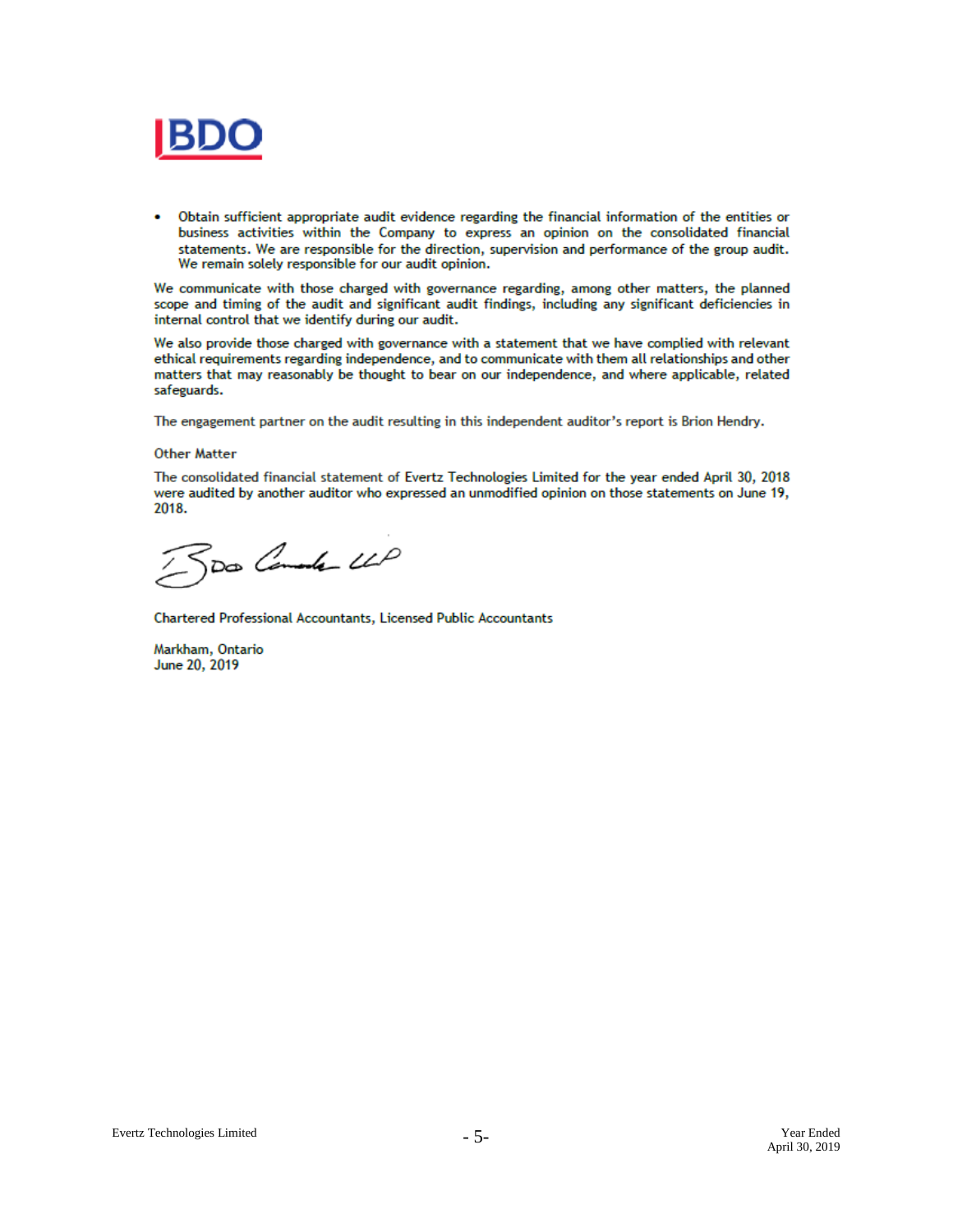- Obtain sufficient appropriate audit evidence regarding the financial information of the entities or business activities within the Company to express an opinion on the consolidated financial statements. We are responsible for the direction, supervision and performance of the group audit. We remain solely responsible for our audit opinion.

We communicate with those charged with governance regarding, among other matters, the planned scope and timing of the audit and significant audit findings, including any significant deficiencies in internal control that we identify during our audit.

We also provide those charged with governance with a statement that we have complied with relevant ethical requirements regarding independence, and to communicate with them all relationships and other matters that may reasonably be thought to bear on our independence, and where applicable, related safeguards.

The engagement partner on the audit resulting in this independent auditor's report is Brion Hendry.

Other Matter

The consolidated financial statement of Evertz Technologies Limited for the year ended April 30, 2018 were audited by another auditor who expressed an unmodified opinion on those statements on June 19, 2018.

BDO Canada LLP

Chartered Professional Accountants, Licensed Public Accountants

Markham, Ontario
June 20, 2019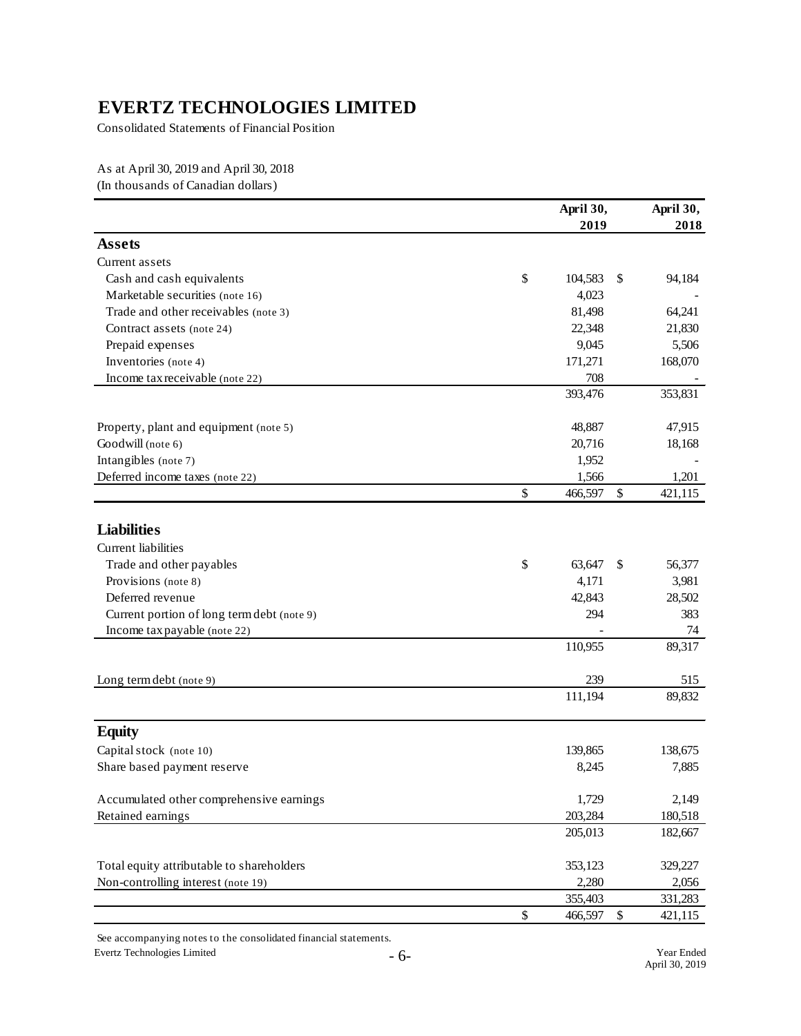# EVERTZ TECHNOLOGIES LIMITED

Consolidated Statements of Financial Position

As at April 30, 2019 and April 30, 2018
(In thousands of Canadian dollars)

| | April 30, 2019 | April 30, 2018 |
|---|---|---|
| **Assets** | | |
| Current assets | | |
| Cash and cash equivalents | $ 104,583 | $ 94,184 |
| Marketable securities (note 16) | 4,023 | - |
| Trade and other receivables (note 3) | 81,498 | 64,241 |
| Contract assets (note 24) | 22,348 | 21,830 |
| Prepaid expenses | 9,045 | 5,506 |
| Inventories (note 4) | 171,271 | 168,070 |
| Income tax receivable (note 22) | 708 | - |
| | 393,476 | 353,831 |
| Property, plant and equipment (note 5) | 48,887 | 47,915 |
| Goodwill (note 6) | 20,716 | 18,168 |
| Intangibles (note 7) | 1,952 | - |
| Deferred income taxes (note 22) | 1,566 | 1,201 |
| | $ 466,597 | $ 421,115 |
| **Liabilities** | | |
| Current liabilities | | |
| Trade and other payables | $ 63,647 | $ 56,377 |
| Provisions (note 8) | 4,171 | 3,981 |
| Deferred revenue | 42,843 | 28,502 |
| Current portion of long term debt (note 9) | 294 | 383 |
| Income tax payable (note 22) | - | 74 |
| | 110,955 | 89,317 |
| Long term debt (note 9) | 239 | 515 |
| | 111,194 | 89,832 |
| **Equity** | | |
| Capital stock (note 10) | 139,865 | 138,675 |
| Share based payment reserve | 8,245 | 7,885 |
| Accumulated other comprehensive earnings | 1,729 | 2,149 |
| Retained earnings | 203,284 | 180,518 |
| | 205,013 | 182,667 |
| Total equity attributable to shareholders | 353,123 | 329,227 |
| Non-controlling interest (note 19) | 2,280 | 2,056 |
| | 355,403 | 331,283 |
| | $ 466,597 | $ 421,115 |

See accompanying notes to the consolidated financial statements.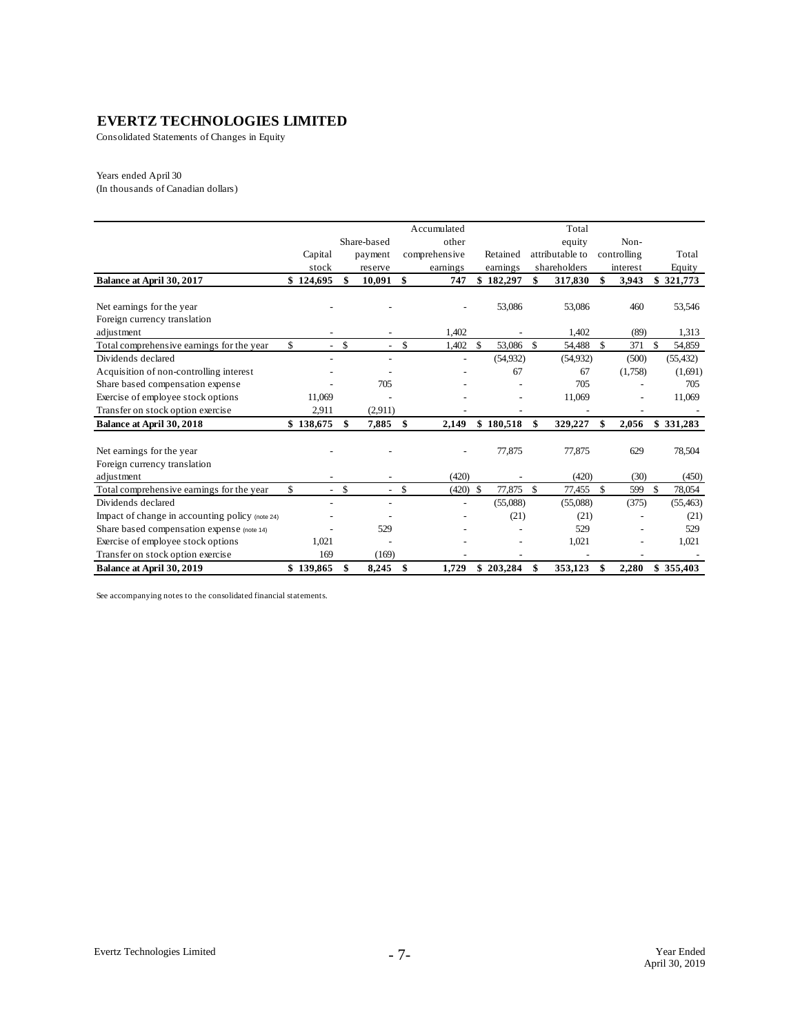# EVERTZ TECHNOLOGIES LIMITED

Consolidated Statements of Changes in Equity

Years ended April 30
(In thousands of Canadian dollars)

| | Capital stock | Share-based payment reserve | Accumulated other comprehensive earnings | Retained earnings | Total equity attributable to shareholders | Non-controlling interest | Total Equity |
|---|---|---|---|---|---|---|---|
| **Balance at April 30, 2017** | **$ 124,695** | **$ 10,091** | **$ 747** | **$ 182,297** | **$ 317,830** | **$ 3,943** | **$ 321,773** |
| Net earnings for the year | - | - | - | 53,086 | 53,086 | 460 | 53,546 |
| Foreign currency translation adjustment | - | - | 1,402 | - | 1,402 | (89) | 1,313 |
| Total comprehensive earnings for the year | $ - | $ - | $ 1,402 | $ 53,086 | $ 54,488 | $ 371 | $ 54,859 |
| Dividends declared | - | - | - | (54,932) | (54,932) | (500) | (55,432) |
| Acquisition of non-controlling interest | - | - | - | 67 | 67 | (1,758) | (1,691) |
| Share based compensation expense | - | 705 | - | - | 705 | - | 705 |
| Exercise of employee stock options | 11,069 | - | - | - | 11,069 | - | 11,069 |
| Transfer on stock option exercise | 2,911 | (2,911) | - | - | - | - | - |
| **Balance at April 30, 2018** | **$ 138,675** | **$ 7,885** | **$ 2,149** | **$ 180,518** | **$ 329,227** | **$ 2,056** | **$ 331,283** |
| Net earnings for the year | - | - | - | 77,875 | 77,875 | 629 | 78,504 |
| Foreign currency translation adjustment | - | - | (420) | - | (420) | (30) | (450) |
| Total comprehensive earnings for the year | $ - | $ - | $ (420) | $ 77,875 | $ 77,455 | $ 599 | $ 78,054 |
| Dividends declared | - | - | - | (55,088) | (55,088) | (375) | (55,463) |
| Impact of change in accounting policy (note 24) | - | - | - | (21) | (21) | - | (21) |
| Share based compensation expense (note 14) | - | 529 | - | - | 529 | - | 529 |
| Exercise of employee stock options | 1,021 | - | - | - | 1,021 | - | 1,021 |
| Transfer on stock option exercise | 169 | (169) | - | - | - | - | - |
| **Balance at April 30, 2019** | **$ 139,865** | **$ 8,245** | **$ 1,729** | **$ 203,284** | **$ 353,123** | **$ 2,280** | **$ 355,403** |

See accompanying notes to the consolidated financial statements.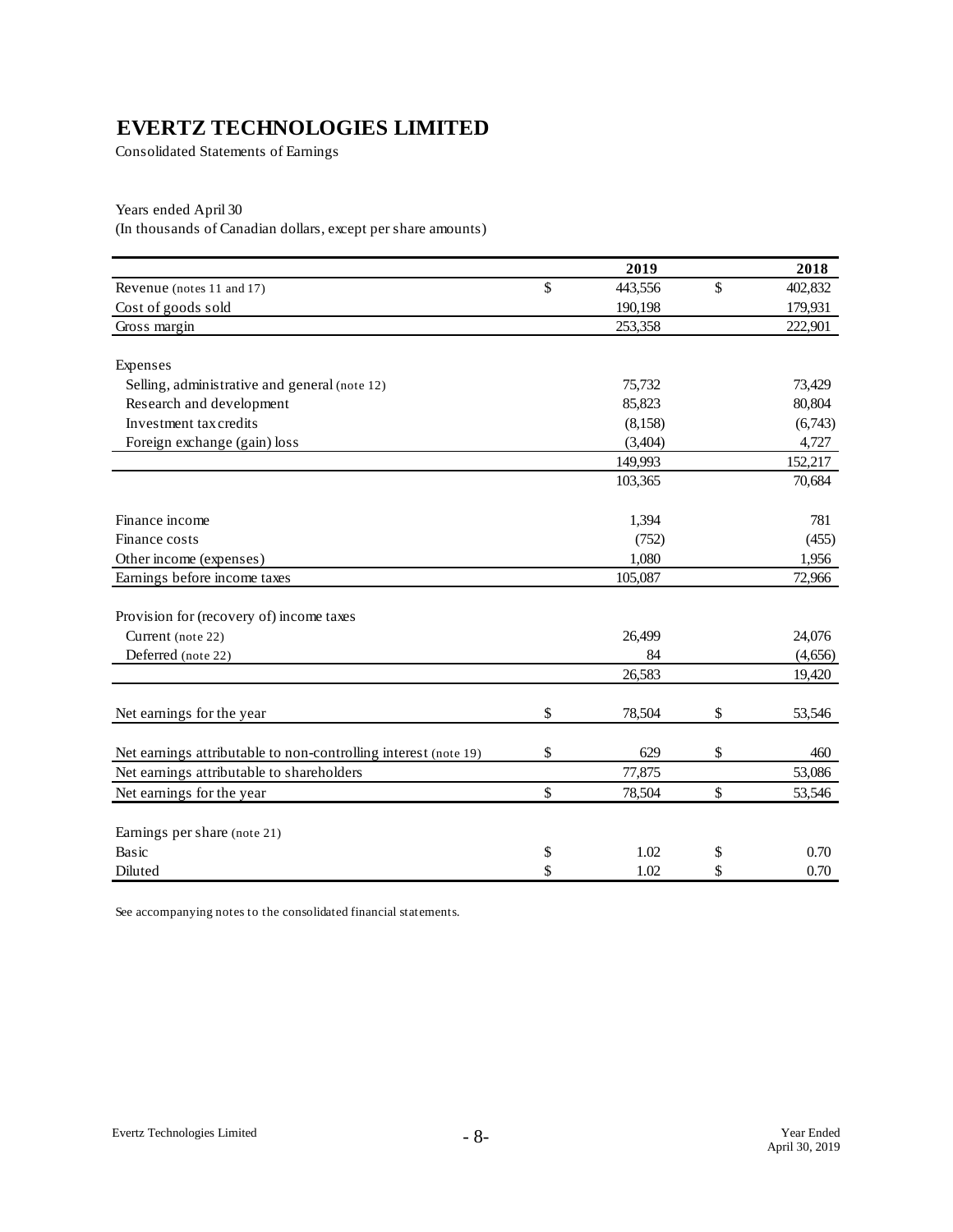# EVERTZ TECHNOLOGIES LIMITED

Consolidated Statements of Earnings

Years ended April 30
(In thousands of Canadian dollars, except per share amounts)

| | 2019 | 2018 |
|---|---|---|
| Revenue (notes 11 and 17) | $ 443,556 | $ 402,832 |
| Cost of goods sold | 190,198 | 179,931 |
| Gross margin | 253,358 | 222,901 |
| | | |
| Expenses | | |
| Selling, administrative and general (note 12) | 75,732 | 73,429 |
| Research and development | 85,823 | 80,804 |
| Investment tax credits | (8,158) | (6,743) |
| Foreign exchange (gain) loss | (3,404) | 4,727 |
| | 149,993 | 152,217 |
| | 103,365 | 70,684 |
| | | |
| Finance income | 1,394 | 781 |
| Finance costs | (752) | (455) |
| Other income (expenses) | 1,080 | 1,956 |
| Earnings before income taxes | 105,087 | 72,966 |
| | | |
| Provision for (recovery of) income taxes | | |
| Current (note 22) | 26,499 | 24,076 |
| Deferred (note 22) | 84 | (4,656) |
| | 26,583 | 19,420 |
| | | |
| Net earnings for the year | $ 78,504 | $ 53,546 |
| | | |
| Net earnings attributable to non-controlling interest (note 19) | $ 629 | $ 460 |
| Net earnings attributable to shareholders | 77,875 | 53,086 |
| Net earnings for the year | $ 78,504 | $ 53,546 |
| | | |
| Earnings per share (note 21) | | |
| Basic | $ 1.02 | $ 0.70 |
| Diluted | $ 1.02 | $ 0.70 |

See accompanying notes to the consolidated financial statements.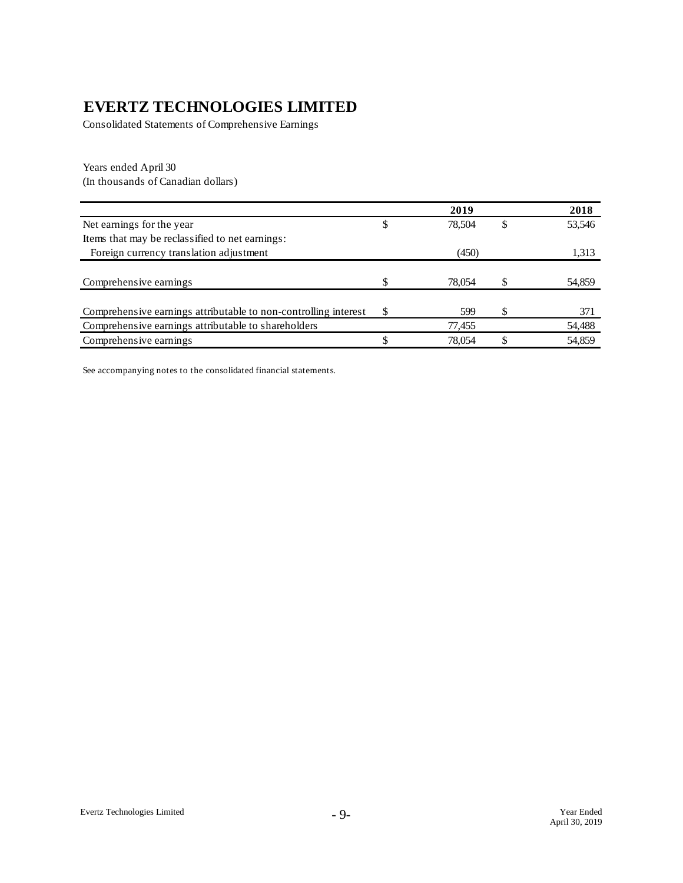# EVERTZ TECHNOLOGIES LIMITED

Consolidated Statements of Comprehensive Earnings

Years ended April 30
(In thousands of Canadian dollars)

| | 2019 | 2018 |
|---|---|---|
| Net earnings for the year | $ 78,504 | $ 53,546 |
| Items that may be reclassified to net earnings: | | |
| Foreign currency translation adjustment | (450) | 1,313 |
| Comprehensive earnings | $ 78,054 | $ 54,859 |
| Comprehensive earnings attributable to non-controlling interest | $ 599 | $ 371 |
| Comprehensive earnings attributable to shareholders | 77,455 | 54,488 |
| Comprehensive earnings | $ 78,054 | $ 54,859 |

See accompanying notes to the consolidated financial statements.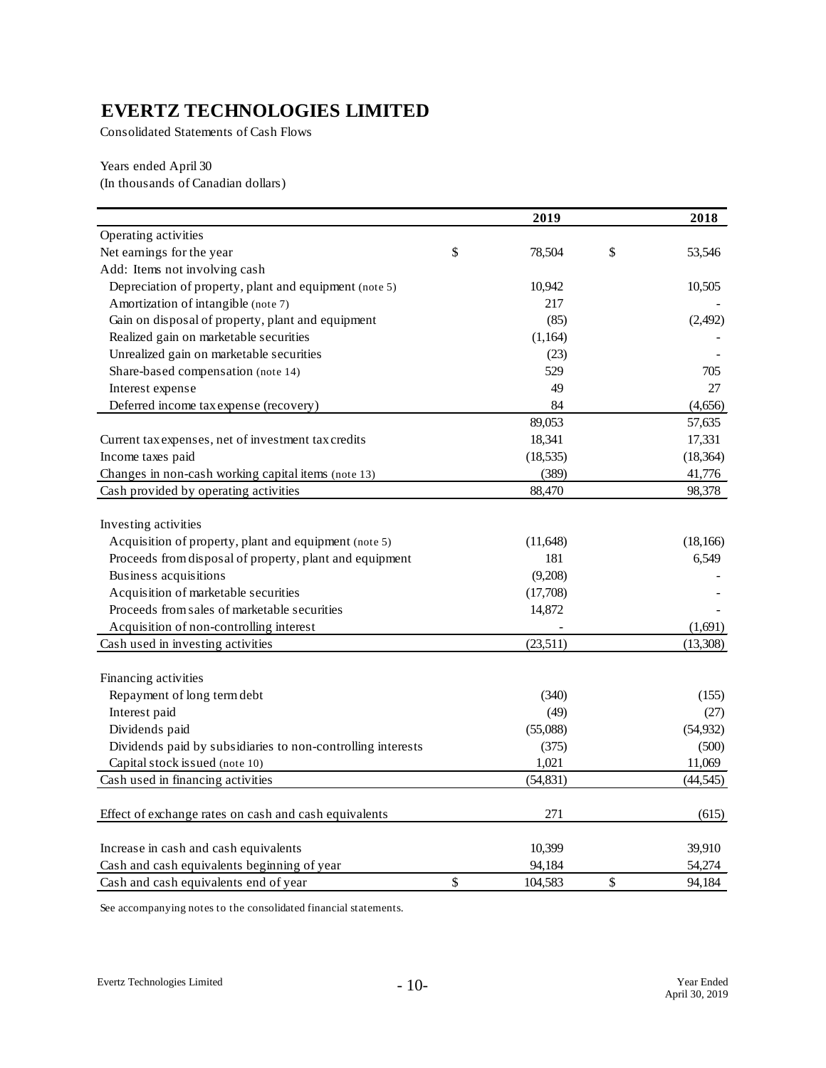# EVERTZ TECHNOLOGIES LIMITED

Consolidated Statements of Cash Flows

Years ended April 30
(In thousands of Canadian dollars)

| | 2019 | 2018 |
|---|---|---|
| Operating activities | | |
| Net earnings for the year | $ 78,504 | $ 53,546 |
| Add: Items not involving cash | | |
| Depreciation of property, plant and equipment (note 5) | 10,942 | 10,505 |
| Amortization of intangible (note 7) | 217 | - |
| Gain on disposal of property, plant and equipment | (85) | (2,492) |
| Realized gain on marketable securities | (1,164) | - |
| Unrealized gain on marketable securities | (23) | - |
| Share-based compensation (note 14) | 529 | 705 |
| Interest expense | 49 | 27 |
| Deferred income tax expense (recovery) | 84 | (4,656) |
| | 89,053 | 57,635 |
| Current tax expenses, net of investment tax credits | 18,341 | 17,331 |
| Income taxes paid | (18,535) | (18,364) |
| Changes in non-cash working capital items (note 13) | (389) | 41,776 |
| Cash provided by operating activities | 88,470 | 98,378 |
| | | |
| Investing activities | | |
| Acquisition of property, plant and equipment (note 5) | (11,648) | (18,166) |
| Proceeds from disposal of property, plant and equipment | 181 | 6,549 |
| Business acquisitions | (9,208) | - |
| Acquisition of marketable securities | (17,708) | - |
| Proceeds from sales of marketable securities | 14,872 | - |
| Acquisition of non-controlling interest | - | (1,691) |
| Cash used in investing activities | (23,511) | (13,308) |
| | | |
| Financing activities | | |
| Repayment of long term debt | (340) | (155) |
| Interest paid | (49) | (27) |
| Dividends paid | (55,088) | (54,932) |
| Dividends paid by subsidiaries to non-controlling interests | (375) | (500) |
| Capital stock issued (note 10) | 1,021 | 11,069 |
| Cash used in financing activities | (54,831) | (44,545) |
| | | |
| Effect of exchange rates on cash and cash equivalents | 271 | (615) |
| | | |
| Increase in cash and cash equivalents | 10,399 | 39,910 |
| Cash and cash equivalents beginning of year | 94,184 | 54,274 |
| Cash and cash equivalents end of year | $ 104,583 | $ 94,184 |

See accompanying notes to the consolidated financial statements.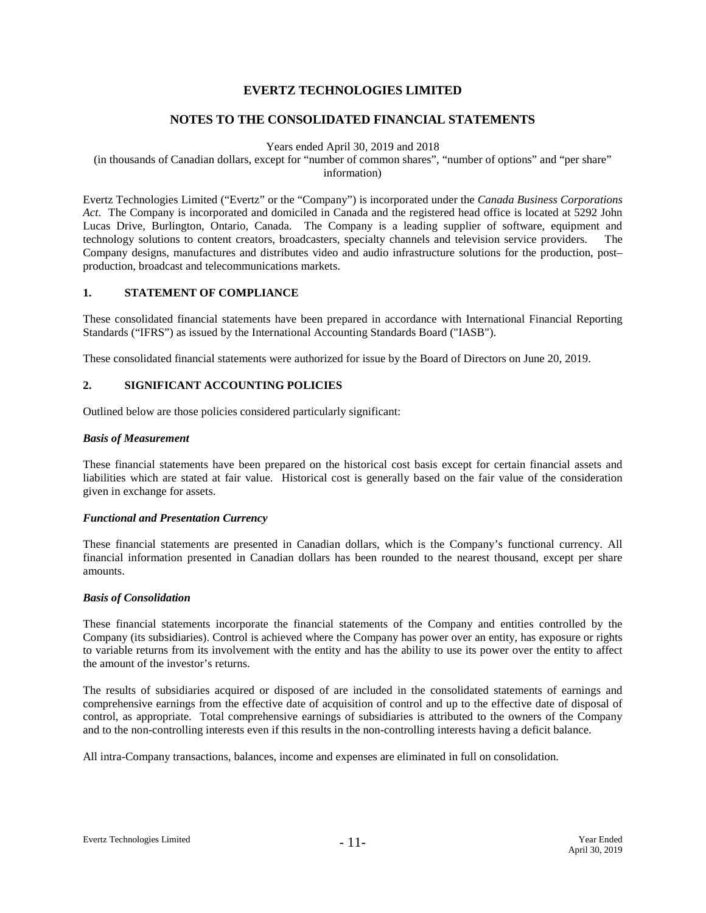# EVERTZ TECHNOLOGIES LIMITED

## NOTES TO THE CONSOLIDATED FINANCIAL STATEMENTS

Years ended April 30, 2019 and 2018
(in thousands of Canadian dollars, except for "number of common shares", "number of options" and "per share" information)

Evertz Technologies Limited ("Evertz" or the "Company") is incorporated under the *Canada Business Corporations Act*. The Company is incorporated and domiciled in Canada and the registered head office is located at 5292 John Lucas Drive, Burlington, Ontario, Canada. The Company is a leading supplier of software, equipment and technology solutions to content creators, broadcasters, specialty channels and television service providers. The Company designs, manufactures and distributes video and audio infrastructure solutions for the production, post–production, broadcast and telecommunications markets.

### 1. STATEMENT OF COMPLIANCE

These consolidated financial statements have been prepared in accordance with International Financial Reporting Standards ("IFRS") as issued by the International Accounting Standards Board ("IASB").

These consolidated financial statements were authorized for issue by the Board of Directors on June 20, 2019.

### 2. SIGNIFICANT ACCOUNTING POLICIES

Outlined below are those policies considered particularly significant:

***Basis of Measurement***

These financial statements have been prepared on the historical cost basis except for certain financial assets and liabilities which are stated at fair value. Historical cost is generally based on the fair value of the consideration given in exchange for assets.

***Functional and Presentation Currency***

These financial statements are presented in Canadian dollars, which is the Company's functional currency. All financial information presented in Canadian dollars has been rounded to the nearest thousand, except per share amounts.

***Basis of Consolidation***

These financial statements incorporate the financial statements of the Company and entities controlled by the Company (its subsidiaries). Control is achieved where the Company has power over an entity, has exposure or rights to variable returns from its involvement with the entity and has the ability to use its power over the entity to affect the amount of the investor's returns.

The results of subsidiaries acquired or disposed of are included in the consolidated statements of earnings and comprehensive earnings from the effective date of acquisition of control and up to the effective date of disposal of control, as appropriate. Total comprehensive earnings of subsidiaries is attributed to the owners of the Company and to the non-controlling interests even if this results in the non-controlling interests having a deficit balance.

All intra-Company transactions, balances, income and expenses are eliminated in full on consolidation.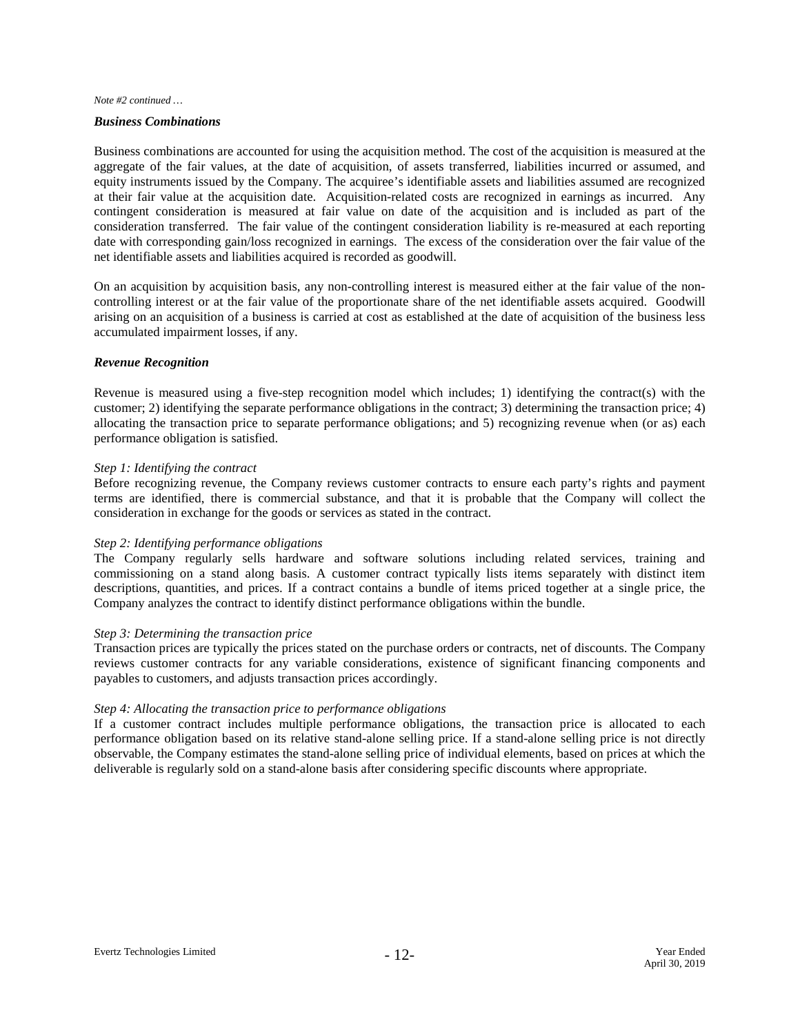*Note #2 continued …*

***Business Combinations***

Business combinations are accounted for using the acquisition method. The cost of the acquisition is measured at the aggregate of the fair values, at the date of acquisition, of assets transferred, liabilities incurred or assumed, and equity instruments issued by the Company. The acquiree's identifiable assets and liabilities assumed are recognized at their fair value at the acquisition date. Acquisition-related costs are recognized in earnings as incurred. Any contingent consideration is measured at fair value on date of the acquisition and is included as part of the consideration transferred. The fair value of the contingent consideration liability is re-measured at each reporting date with corresponding gain/loss recognized in earnings. The excess of the consideration over the fair value of the net identifiable assets and liabilities acquired is recorded as goodwill.

On an acquisition by acquisition basis, any non-controlling interest is measured either at the fair value of the non-controlling interest or at the fair value of the proportionate share of the net identifiable assets acquired. Goodwill arising on an acquisition of a business is carried at cost as established at the date of acquisition of the business less accumulated impairment losses, if any.

***Revenue Recognition***

Revenue is measured using a five-step recognition model which includes; 1) identifying the contract(s) with the customer; 2) identifying the separate performance obligations in the contract; 3) determining the transaction price; 4) allocating the transaction price to separate performance obligations; and 5) recognizing revenue when (or as) each performance obligation is satisfied.

*Step 1: Identifying the contract*
Before recognizing revenue, the Company reviews customer contracts to ensure each party's rights and payment terms are identified, there is commercial substance, and that it is probable that the Company will collect the consideration in exchange for the goods or services as stated in the contract.

*Step 2: Identifying performance obligations*
The Company regularly sells hardware and software solutions including related services, training and commissioning on a stand along basis. A customer contract typically lists items separately with distinct item descriptions, quantities, and prices. If a contract contains a bundle of items priced together at a single price, the Company analyzes the contract to identify distinct performance obligations within the bundle.

*Step 3: Determining the transaction price*
Transaction prices are typically the prices stated on the purchase orders or contracts, net of discounts. The Company reviews customer contracts for any variable considerations, existence of significant financing components and payables to customers, and adjusts transaction prices accordingly.

*Step 4: Allocating the transaction price to performance obligations*
If a customer contract includes multiple performance obligations, the transaction price is allocated to each performance obligation based on its relative stand-alone selling price. If a stand-alone selling price is not directly observable, the Company estimates the stand-alone selling price of individual elements, based on prices at which the deliverable is regularly sold on a stand-alone basis after considering specific discounts where appropriate.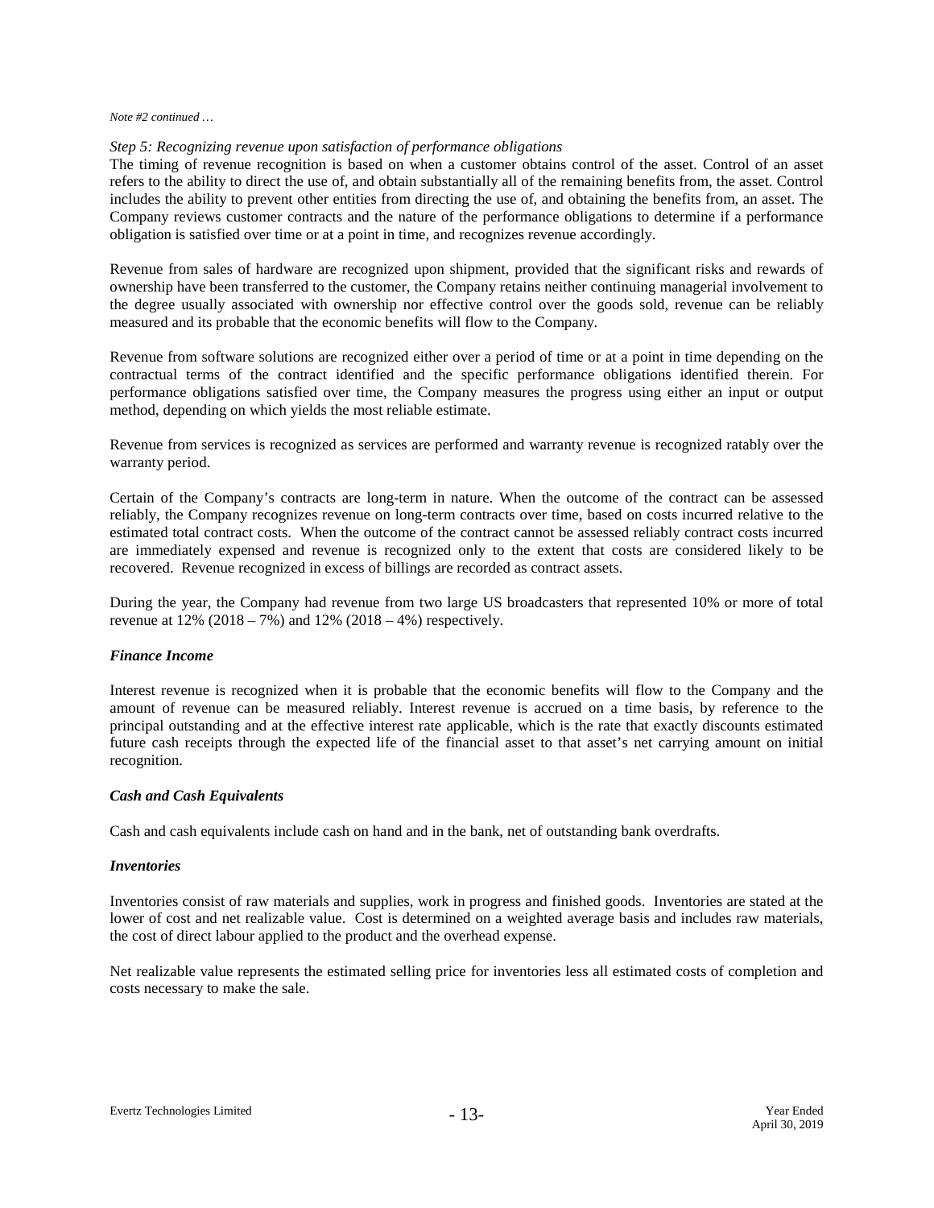*Note #2 continued …*

*Step 5: Recognizing revenue upon satisfaction of performance obligations*

The timing of revenue recognition is based on when a customer obtains control of the asset. Control of an asset refers to the ability to direct the use of, and obtain substantially all of the remaining benefits from, the asset. Control includes the ability to prevent other entities from directing the use of, and obtaining the benefits from, an asset. The Company reviews customer contracts and the nature of the performance obligations to determine if a performance obligation is satisfied over time or at a point in time, and recognizes revenue accordingly.

Revenue from sales of hardware are recognized upon shipment, provided that the significant risks and rewards of ownership have been transferred to the customer, the Company retains neither continuing managerial involvement to the degree usually associated with ownership nor effective control over the goods sold, revenue can be reliably measured and its probable that the economic benefits will flow to the Company.

Revenue from software solutions are recognized either over a period of time or at a point in time depending on the contractual terms of the contract identified and the specific performance obligations identified therein. For performance obligations satisfied over time, the Company measures the progress using either an input or output method, depending on which yields the most reliable estimate.

Revenue from services is recognized as services are performed and warranty revenue is recognized ratably over the warranty period.

Certain of the Company's contracts are long-term in nature. When the outcome of the contract can be assessed reliably, the Company recognizes revenue on long-term contracts over time, based on costs incurred relative to the estimated total contract costs. When the outcome of the contract cannot be assessed reliably contract costs incurred are immediately expensed and revenue is recognized only to the extent that costs are considered likely to be recovered. Revenue recognized in excess of billings are recorded as contract assets.

During the year, the Company had revenue from two large US broadcasters that represented 10% or more of total revenue at 12% (2018 – 7%) and 12% (2018 – 4%) respectively.

***Finance Income***

Interest revenue is recognized when it is probable that the economic benefits will flow to the Company and the amount of revenue can be measured reliably. Interest revenue is accrued on a time basis, by reference to the principal outstanding and at the effective interest rate applicable, which is the rate that exactly discounts estimated future cash receipts through the expected life of the financial asset to that asset's net carrying amount on initial recognition.

***Cash and Cash Equivalents***

Cash and cash equivalents include cash on hand and in the bank, net of outstanding bank overdrafts.

***Inventories***

Inventories consist of raw materials and supplies, work in progress and finished goods. Inventories are stated at the lower of cost and net realizable value. Cost is determined on a weighted average basis and includes raw materials, the cost of direct labour applied to the product and the overhead expense.

Net realizable value represents the estimated selling price for inventories less all estimated costs of completion and costs necessary to make the sale.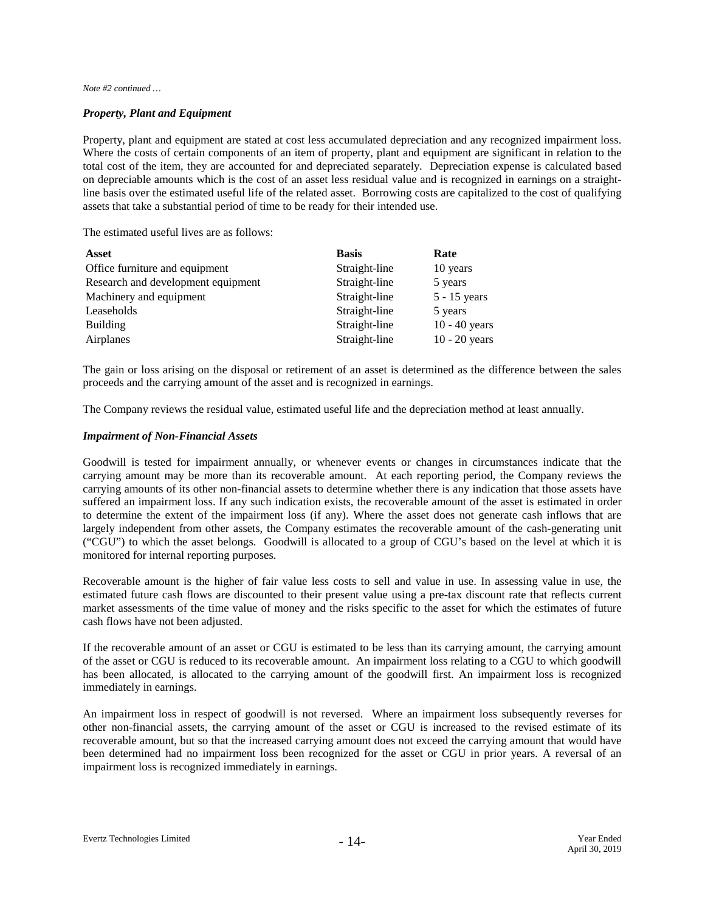*Note #2 continued …*

### *Property, Plant and Equipment*

Property, plant and equipment are stated at cost less accumulated depreciation and any recognized impairment loss. Where the costs of certain components of an item of property, plant and equipment are significant in relation to the total cost of the item, they are accounted for and depreciated separately. Depreciation expense is calculated based on depreciable amounts which is the cost of an asset less residual value and is recognized in earnings on a straight-line basis over the estimated useful life of the related asset. Borrowing costs are capitalized to the cost of qualifying assets that take a substantial period of time to be ready for their intended use.

The estimated useful lives are as follows:

| Asset | Basis | Rate |
|---|---|---|
| Office furniture and equipment | Straight-line | 10 years |
| Research and development equipment | Straight-line | 5 years |
| Machinery and equipment | Straight-line | 5 - 15 years |
| Leaseholds | Straight-line | 5 years |
| Building | Straight-line | 10 - 40 years |
| Airplanes | Straight-line | 10 - 20 years |

The gain or loss arising on the disposal or retirement of an asset is determined as the difference between the sales proceeds and the carrying amount of the asset and is recognized in earnings.

The Company reviews the residual value, estimated useful life and the depreciation method at least annually.

### *Impairment of Non-Financial Assets*

Goodwill is tested for impairment annually, or whenever events or changes in circumstances indicate that the carrying amount may be more than its recoverable amount. At each reporting period, the Company reviews the carrying amounts of its other non-financial assets to determine whether there is any indication that those assets have suffered an impairment loss. If any such indication exists, the recoverable amount of the asset is estimated in order to determine the extent of the impairment loss (if any). Where the asset does not generate cash inflows that are largely independent from other assets, the Company estimates the recoverable amount of the cash-generating unit ("CGU") to which the asset belongs. Goodwill is allocated to a group of CGU's based on the level at which it is monitored for internal reporting purposes.

Recoverable amount is the higher of fair value less costs to sell and value in use. In assessing value in use, the estimated future cash flows are discounted to their present value using a pre-tax discount rate that reflects current market assessments of the time value of money and the risks specific to the asset for which the estimates of future cash flows have not been adjusted.

If the recoverable amount of an asset or CGU is estimated to be less than its carrying amount, the carrying amount of the asset or CGU is reduced to its recoverable amount. An impairment loss relating to a CGU to which goodwill has been allocated, is allocated to the carrying amount of the goodwill first. An impairment loss is recognized immediately in earnings.

An impairment loss in respect of goodwill is not reversed. Where an impairment loss subsequently reverses for other non-financial assets, the carrying amount of the asset or CGU is increased to the revised estimate of its recoverable amount, but so that the increased carrying amount does not exceed the carrying amount that would have been determined had no impairment loss been recognized for the asset or CGU in prior years. A reversal of an impairment loss is recognized immediately in earnings.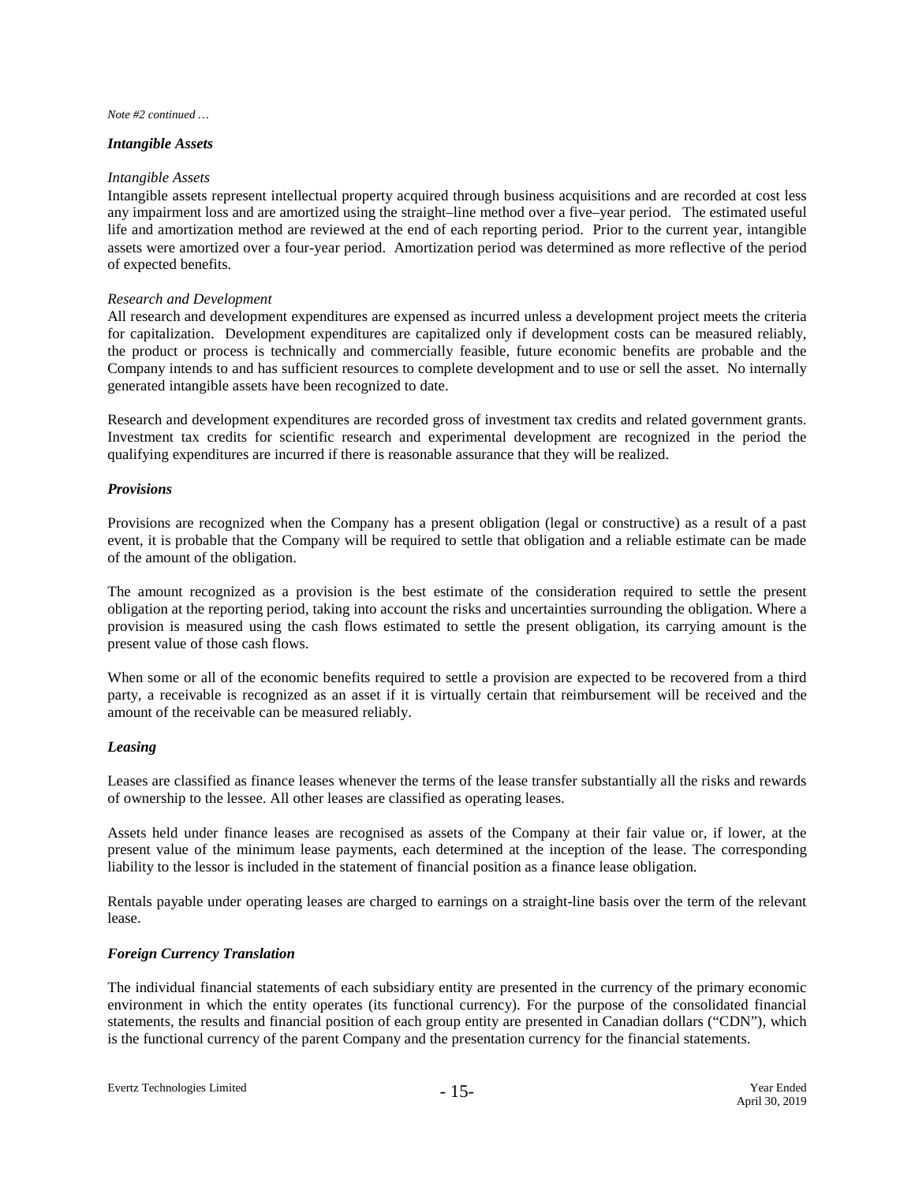*Note #2 continued …*

***Intangible Assets***

*Intangible Assets*

Intangible assets represent intellectual property acquired through business acquisitions and are recorded at cost less any impairment loss and are amortized using the straight–line method over a five–year period. The estimated useful life and amortization method are reviewed at the end of each reporting period. Prior to the current year, intangible assets were amortized over a four-year period. Amortization period was determined as more reflective of the period of expected benefits.

*Research and Development*

All research and development expenditures are expensed as incurred unless a development project meets the criteria for capitalization. Development expenditures are capitalized only if development costs can be measured reliably, the product or process is technically and commercially feasible, future economic benefits are probable and the Company intends to and has sufficient resources to complete development and to use or sell the asset. No internally generated intangible assets have been recognized to date.

Research and development expenditures are recorded gross of investment tax credits and related government grants. Investment tax credits for scientific research and experimental development are recognized in the period the qualifying expenditures are incurred if there is reasonable assurance that they will be realized.

***Provisions***

Provisions are recognized when the Company has a present obligation (legal or constructive) as a result of a past event, it is probable that the Company will be required to settle that obligation and a reliable estimate can be made of the amount of the obligation.

The amount recognized as a provision is the best estimate of the consideration required to settle the present obligation at the reporting period, taking into account the risks and uncertainties surrounding the obligation. Where a provision is measured using the cash flows estimated to settle the present obligation, its carrying amount is the present value of those cash flows.

When some or all of the economic benefits required to settle a provision are expected to be recovered from a third party, a receivable is recognized as an asset if it is virtually certain that reimbursement will be received and the amount of the receivable can be measured reliably.

***Leasing***

Leases are classified as finance leases whenever the terms of the lease transfer substantially all the risks and rewards of ownership to the lessee. All other leases are classified as operating leases.

Assets held under finance leases are recognised as assets of the Company at their fair value or, if lower, at the present value of the minimum lease payments, each determined at the inception of the lease. The corresponding liability to the lessor is included in the statement of financial position as a finance lease obligation.

Rentals payable under operating leases are charged to earnings on a straight-line basis over the term of the relevant lease.

***Foreign Currency Translation***

The individual financial statements of each subsidiary entity are presented in the currency of the primary economic environment in which the entity operates (its functional currency). For the purpose of the consolidated financial statements, the results and financial position of each group entity are presented in Canadian dollars ("CDN"), which is the functional currency of the parent Company and the presentation currency for the financial statements.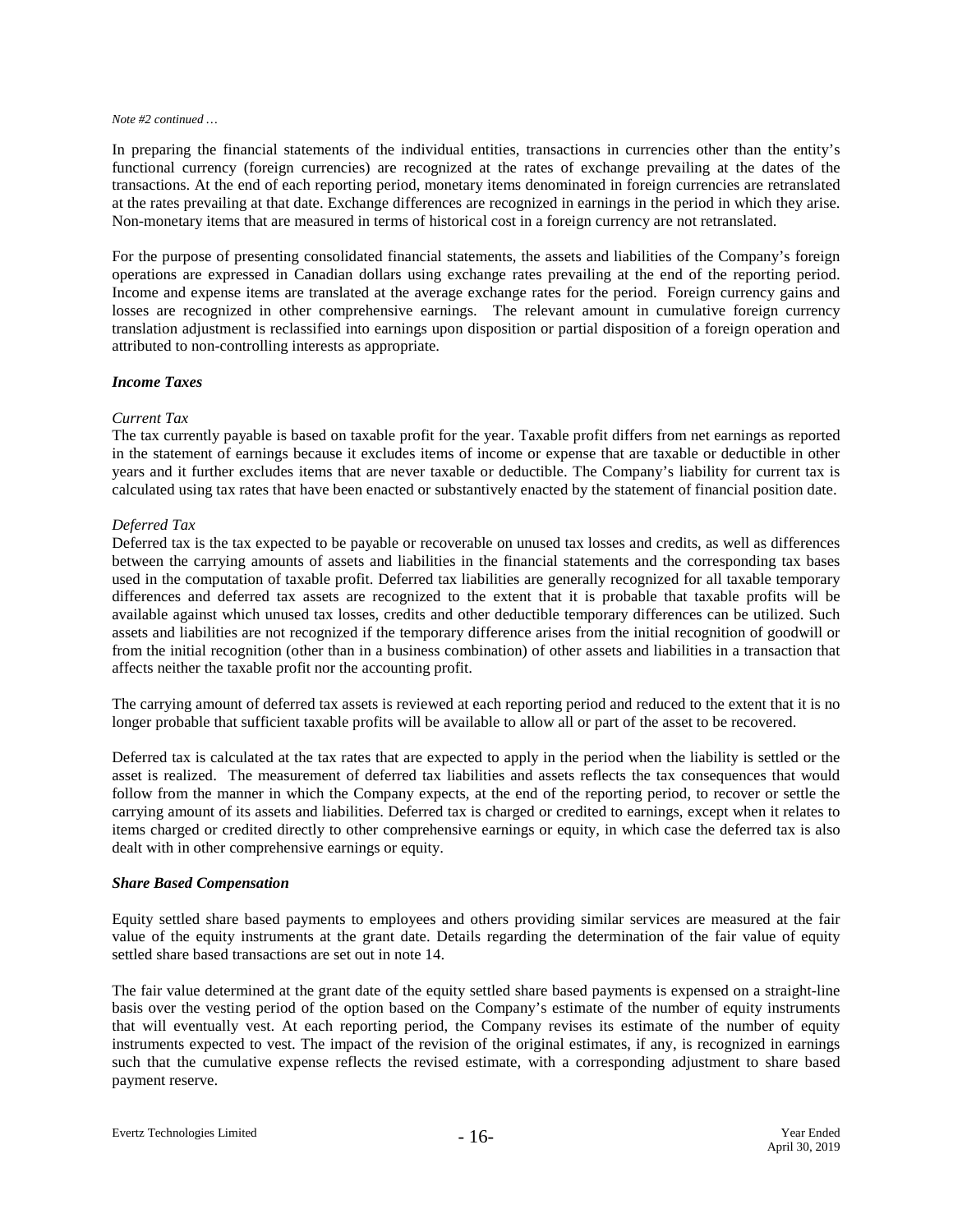*Note #2 continued …*

In preparing the financial statements of the individual entities, transactions in currencies other than the entity's functional currency (foreign currencies) are recognized at the rates of exchange prevailing at the dates of the transactions. At the end of each reporting period, monetary items denominated in foreign currencies are retranslated at the rates prevailing at that date. Exchange differences are recognized in earnings in the period in which they arise. Non-monetary items that are measured in terms of historical cost in a foreign currency are not retranslated.

For the purpose of presenting consolidated financial statements, the assets and liabilities of the Company's foreign operations are expressed in Canadian dollars using exchange rates prevailing at the end of the reporting period. Income and expense items are translated at the average exchange rates for the period. Foreign currency gains and losses are recognized in other comprehensive earnings. The relevant amount in cumulative foreign currency translation adjustment is reclassified into earnings upon disposition or partial disposition of a foreign operation and attributed to non-controlling interests as appropriate.

***Income Taxes***

*Current Tax*

The tax currently payable is based on taxable profit for the year. Taxable profit differs from net earnings as reported in the statement of earnings because it excludes items of income or expense that are taxable or deductible in other years and it further excludes items that are never taxable or deductible. The Company's liability for current tax is calculated using tax rates that have been enacted or substantively enacted by the statement of financial position date.

*Deferred Tax*

Deferred tax is the tax expected to be payable or recoverable on unused tax losses and credits, as well as differences between the carrying amounts of assets and liabilities in the financial statements and the corresponding tax bases used in the computation of taxable profit. Deferred tax liabilities are generally recognized for all taxable temporary differences and deferred tax assets are recognized to the extent that it is probable that taxable profits will be available against which unused tax losses, credits and other deductible temporary differences can be utilized. Such assets and liabilities are not recognized if the temporary difference arises from the initial recognition of goodwill or from the initial recognition (other than in a business combination) of other assets and liabilities in a transaction that affects neither the taxable profit nor the accounting profit.

The carrying amount of deferred tax assets is reviewed at each reporting period and reduced to the extent that it is no longer probable that sufficient taxable profits will be available to allow all or part of the asset to be recovered.

Deferred tax is calculated at the tax rates that are expected to apply in the period when the liability is settled or the asset is realized. The measurement of deferred tax liabilities and assets reflects the tax consequences that would follow from the manner in which the Company expects, at the end of the reporting period, to recover or settle the carrying amount of its assets and liabilities. Deferred tax is charged or credited to earnings, except when it relates to items charged or credited directly to other comprehensive earnings or equity, in which case the deferred tax is also dealt with in other comprehensive earnings or equity.

***Share Based Compensation***

Equity settled share based payments to employees and others providing similar services are measured at the fair value of the equity instruments at the grant date. Details regarding the determination of the fair value of equity settled share based transactions are set out in note 14.

The fair value determined at the grant date of the equity settled share based payments is expensed on a straight-line basis over the vesting period of the option based on the Company's estimate of the number of equity instruments that will eventually vest. At each reporting period, the Company revises its estimate of the number of equity instruments expected to vest. The impact of the revision of the original estimates, if any, is recognized in earnings such that the cumulative expense reflects the revised estimate, with a corresponding adjustment to share based payment reserve.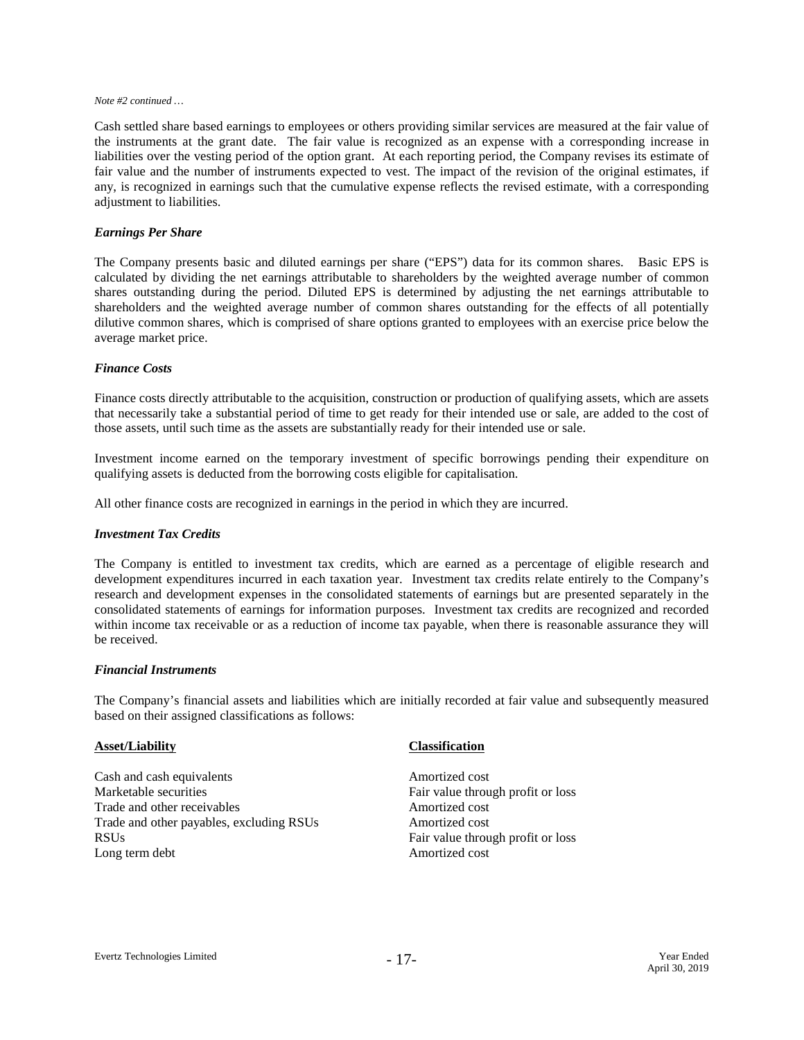*Note #2 continued …*

Cash settled share based earnings to employees or others providing similar services are measured at the fair value of the instruments at the grant date. The fair value is recognized as an expense with a corresponding increase in liabilities over the vesting period of the option grant. At each reporting period, the Company revises its estimate of fair value and the number of instruments expected to vest. The impact of the revision of the original estimates, if any, is recognized in earnings such that the cumulative expense reflects the revised estimate, with a corresponding adjustment to liabilities.

### *Earnings Per Share*

The Company presents basic and diluted earnings per share ("EPS") data for its common shares. Basic EPS is calculated by dividing the net earnings attributable to shareholders by the weighted average number of common shares outstanding during the period. Diluted EPS is determined by adjusting the net earnings attributable to shareholders and the weighted average number of common shares outstanding for the effects of all potentially dilutive common shares, which is comprised of share options granted to employees with an exercise price below the average market price.

### *Finance Costs*

Finance costs directly attributable to the acquisition, construction or production of qualifying assets, which are assets that necessarily take a substantial period of time to get ready for their intended use or sale, are added to the cost of those assets, until such time as the assets are substantially ready for their intended use or sale.

Investment income earned on the temporary investment of specific borrowings pending their expenditure on qualifying assets is deducted from the borrowing costs eligible for capitalisation.

All other finance costs are recognized in earnings in the period in which they are incurred.

### *Investment Tax Credits*

The Company is entitled to investment tax credits, which are earned as a percentage of eligible research and development expenditures incurred in each taxation year. Investment tax credits relate entirely to the Company's research and development expenses in the consolidated statements of earnings but are presented separately in the consolidated statements of earnings for information purposes. Investment tax credits are recognized and recorded within income tax receivable or as a reduction of income tax payable, when there is reasonable assurance they will be received.

### *Financial Instruments*

The Company's financial assets and liabilities which are initially recorded at fair value and subsequently measured based on their assigned classifications as follows:

| Asset/Liability | Classification |
|---|---|
| Cash and cash equivalents | Amortized cost |
| Marketable securities | Fair value through profit or loss |
| Trade and other receivables | Amortized cost |
| Trade and other payables, excluding RSUs | Amortized cost |
| RSUs | Fair value through profit or loss |
| Long term debt | Amortized cost |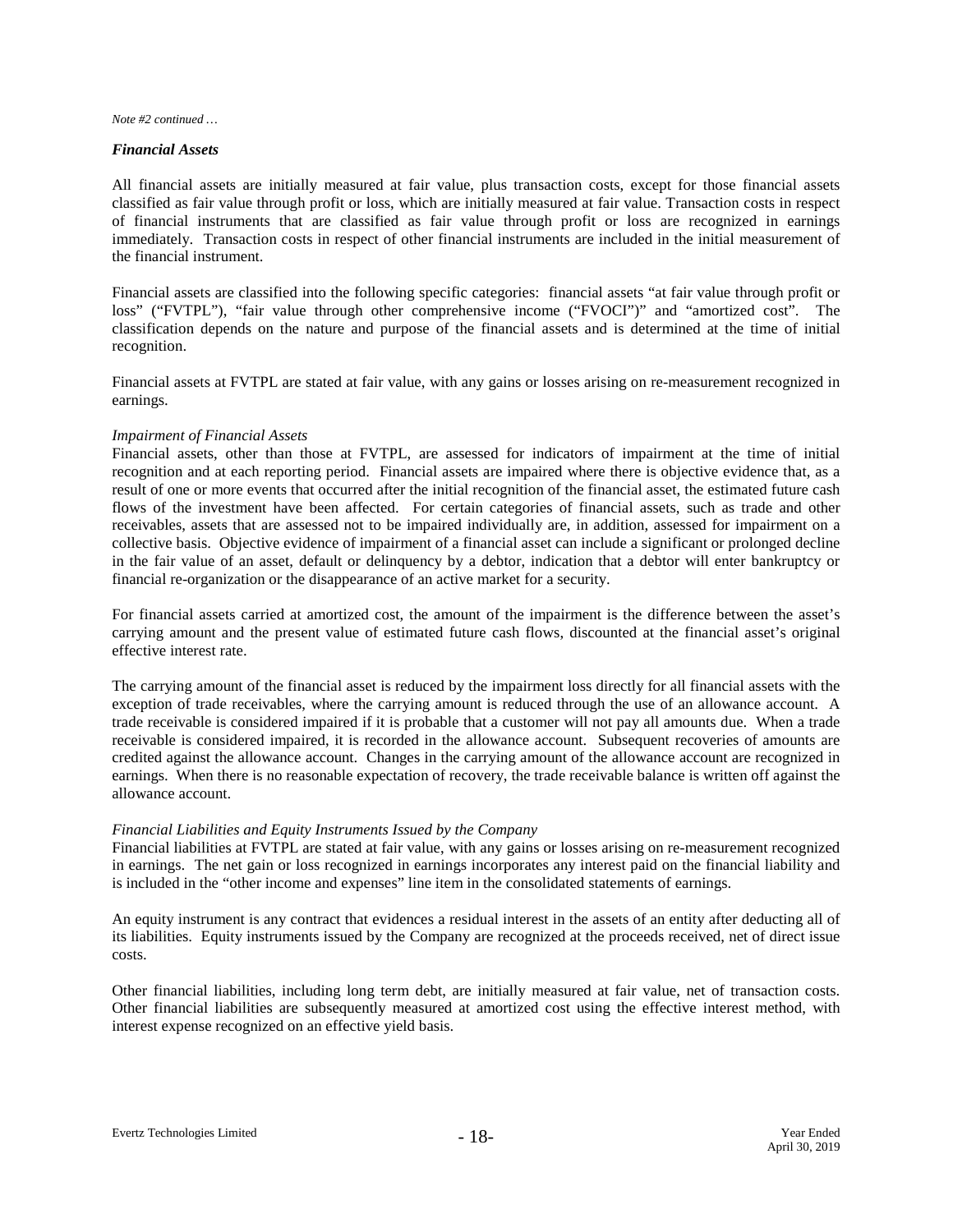*Note #2 continued …*

***Financial Assets***

All financial assets are initially measured at fair value, plus transaction costs, except for those financial assets classified as fair value through profit or loss, which are initially measured at fair value. Transaction costs in respect of financial instruments that are classified as fair value through profit or loss are recognized in earnings immediately. Transaction costs in respect of other financial instruments are included in the initial measurement of the financial instrument.

Financial assets are classified into the following specific categories: financial assets "at fair value through profit or loss" ("FVTPL"), "fair value through other comprehensive income ("FVOCI")" and "amortized cost". The classification depends on the nature and purpose of the financial assets and is determined at the time of initial recognition.

Financial assets at FVTPL are stated at fair value, with any gains or losses arising on re-measurement recognized in earnings.

*Impairment of Financial Assets*

Financial assets, other than those at FVTPL, are assessed for indicators of impairment at the time of initial recognition and at each reporting period. Financial assets are impaired where there is objective evidence that, as a result of one or more events that occurred after the initial recognition of the financial asset, the estimated future cash flows of the investment have been affected. For certain categories of financial assets, such as trade and other receivables, assets that are assessed not to be impaired individually are, in addition, assessed for impairment on a collective basis. Objective evidence of impairment of a financial asset can include a significant or prolonged decline in the fair value of an asset, default or delinquency by a debtor, indication that a debtor will enter bankruptcy or financial re-organization or the disappearance of an active market for a security.

For financial assets carried at amortized cost, the amount of the impairment is the difference between the asset's carrying amount and the present value of estimated future cash flows, discounted at the financial asset's original effective interest rate.

The carrying amount of the financial asset is reduced by the impairment loss directly for all financial assets with the exception of trade receivables, where the carrying amount is reduced through the use of an allowance account. A trade receivable is considered impaired if it is probable that a customer will not pay all amounts due. When a trade receivable is considered impaired, it is recorded in the allowance account. Subsequent recoveries of amounts are credited against the allowance account. Changes in the carrying amount of the allowance account are recognized in earnings. When there is no reasonable expectation of recovery, the trade receivable balance is written off against the allowance account.

*Financial Liabilities and Equity Instruments Issued by the Company*

Financial liabilities at FVTPL are stated at fair value, with any gains or losses arising on re-measurement recognized in earnings. The net gain or loss recognized in earnings incorporates any interest paid on the financial liability and is included in the "other income and expenses" line item in the consolidated statements of earnings.

An equity instrument is any contract that evidences a residual interest in the assets of an entity after deducting all of its liabilities. Equity instruments issued by the Company are recognized at the proceeds received, net of direct issue costs.

Other financial liabilities, including long term debt, are initially measured at fair value, net of transaction costs. Other financial liabilities are subsequently measured at amortized cost using the effective interest method, with interest expense recognized on an effective yield basis.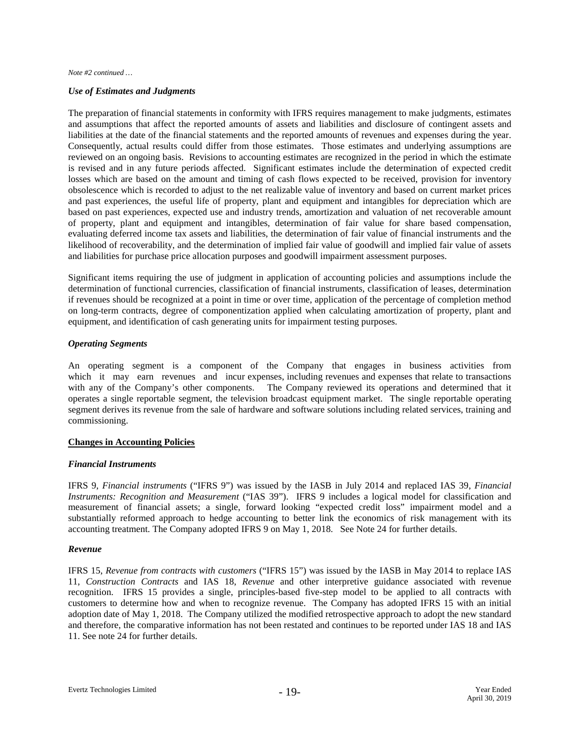*Note #2 continued …*

### *Use of Estimates and Judgments*

The preparation of financial statements in conformity with IFRS requires management to make judgments, estimates and assumptions that affect the reported amounts of assets and liabilities and disclosure of contingent assets and liabilities at the date of the financial statements and the reported amounts of revenues and expenses during the year. Consequently, actual results could differ from those estimates. Those estimates and underlying assumptions are reviewed on an ongoing basis. Revisions to accounting estimates are recognized in the period in which the estimate is revised and in any future periods affected. Significant estimates include the determination of expected credit losses which are based on the amount and timing of cash flows expected to be received, provision for inventory obsolescence which is recorded to adjust to the net realizable value of inventory and based on current market prices and past experiences, the useful life of property, plant and equipment and intangibles for depreciation which are based on past experiences, expected use and industry trends, amortization and valuation of net recoverable amount of property, plant and equipment and intangibles, determination of fair value for share based compensation, evaluating deferred income tax assets and liabilities, the determination of fair value of financial instruments and the likelihood of recoverability, and the determination of implied fair value of goodwill and implied fair value of assets and liabilities for purchase price allocation purposes and goodwill impairment assessment purposes.

Significant items requiring the use of judgment in application of accounting policies and assumptions include the determination of functional currencies, classification of financial instruments, classification of leases, determination if revenues should be recognized at a point in time or over time, application of the percentage of completion method on long-term contracts, degree of componentization applied when calculating amortization of property, plant and equipment, and identification of cash generating units for impairment testing purposes.

### *Operating Segments*

An operating segment is a component of the Company that engages in business activities from which it may earn revenues and incur expenses, including revenues and expenses that relate to transactions with any of the Company's other components. The Company reviewed its operations and determined that it operates a single reportable segment, the television broadcast equipment market. The single reportable operating segment derives its revenue from the sale of hardware and software solutions including related services, training and commissioning.

## **Changes in Accounting Policies**

### *Financial Instruments*

IFRS 9, *Financial instruments* ("IFRS 9") was issued by the IASB in July 2014 and replaced IAS 39, *Financial Instruments: Recognition and Measurement* ("IAS 39"). IFRS 9 includes a logical model for classification and measurement of financial assets; a single, forward looking "expected credit loss" impairment model and a substantially reformed approach to hedge accounting to better link the economics of risk management with its accounting treatment. The Company adopted IFRS 9 on May 1, 2018. See Note 24 for further details.

### *Revenue*

IFRS 15, *Revenue from contracts with customers* ("IFRS 15") was issued by the IASB in May 2014 to replace IAS 11, *Construction Contracts* and IAS 18, *Revenue* and other interpretive guidance associated with revenue recognition. IFRS 15 provides a single, principles-based five-step model to be applied to all contracts with customers to determine how and when to recognize revenue. The Company has adopted IFRS 15 with an initial adoption date of May 1, 2018. The Company utilized the modified retrospective approach to adopt the new standard and therefore, the comparative information has not been restated and continues to be reported under IAS 18 and IAS 11. See note 24 for further details.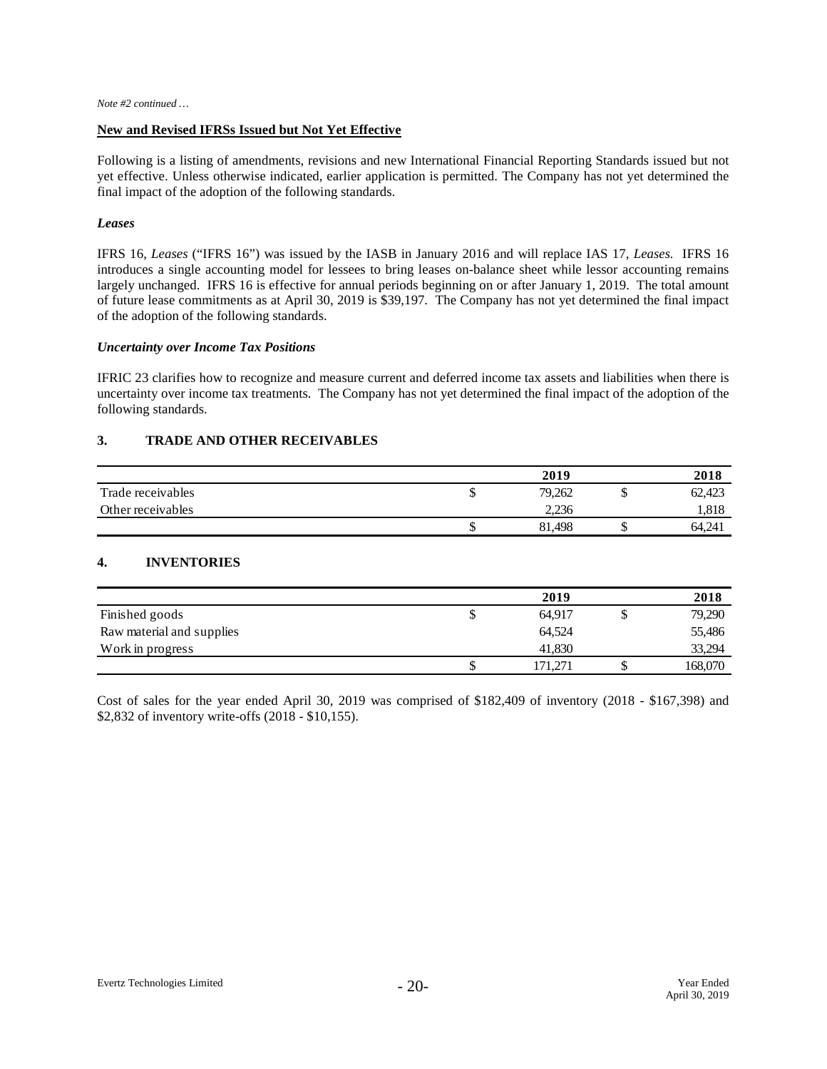*Note #2 continued …*

**New and Revised IFRSs Issued but Not Yet Effective**

Following is a listing of amendments, revisions and new International Financial Reporting Standards issued but not yet effective. Unless otherwise indicated, earlier application is permitted. The Company has not yet determined the final impact of the adoption of the following standards.

***Leases***

IFRS 16, *Leases* ("IFRS 16") was issued by the IASB in January 2016 and will replace IAS 17, *Leases.* IFRS 16 introduces a single accounting model for lessees to bring leases on-balance sheet while lessor accounting remains largely unchanged. IFRS 16 is effective for annual periods beginning on or after January 1, 2019. The total amount of future lease commitments as at April 30, 2019 is $39,197. The Company has not yet determined the final impact of the adoption of the following standards.

***Uncertainty over Income Tax Positions***

IFRIC 23 clarifies how to recognize and measure current and deferred income tax assets and liabilities when there is uncertainty over income tax treatments. The Company has not yet determined the final impact of the adoption of the following standards.

## 3. TRADE AND OTHER RECEIVABLES

| | | 2019 | | 2018 |
|---|---|---|---|---|
| Trade receivables | $ | 79,262 | $ | 62,423 |
| Other receivables | | 2,236 | | 1,818 |
| | $ | 81,498 | $ | 64,241 |

## 4. INVENTORIES

| | | 2019 | | 2018 |
|---|---|---|---|---|
| Finished goods | $ | 64,917 | $ | 79,290 |
| Raw material and supplies | | 64,524 | | 55,486 |
| Work in progress | | 41,830 | | 33,294 |
| | $ | 171,271 | $ | 168,070 |

Cost of sales for the year ended April 30, 2019 was comprised of $182,409 of inventory (2018 - $167,398) and $2,832 of inventory write-offs (2018 - $10,155).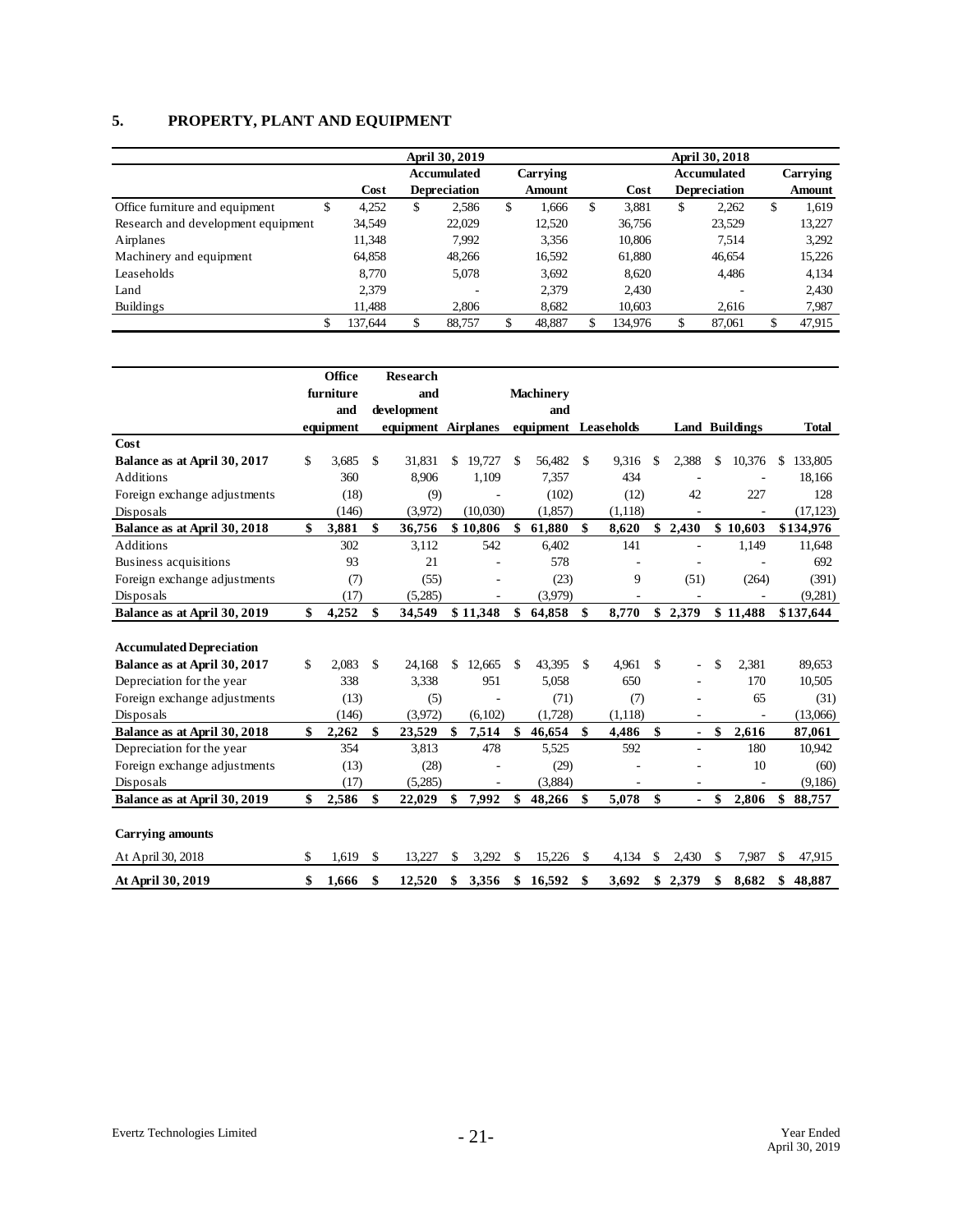## 5. PROPERTY, PLANT AND EQUIPMENT

| | April 30, 2019 | | | April 30, 2018 | | |
|---|---|---|---|---|---|---|
| | Cost | Accumulated Depreciation | Carrying Amount | Cost | Accumulated Depreciation | Carrying Amount |
| Office furniture and equipment | $ 4,252 | $ 2,586 | $ 1,666 | $ 3,881 | $ 2,262 | $ 1,619 |
| Research and development equipment | 34,549 | 22,029 | 12,520 | 36,756 | 23,529 | 13,227 |
| Airplanes | 11,348 | 7,992 | 3,356 | 10,806 | 7,514 | 3,292 |
| Machinery and equipment | 64,858 | 48,266 | 16,592 | 61,880 | 46,654 | 15,226 |
| Leaseholds | 8,770 | 5,078 | 3,692 | 8,620 | 4,486 | 4,134 |
| Land | 2,379 | - | 2,379 | 2,430 | - | 2,430 |
| Buildings | 11,488 | 2,806 | 8,682 | 10,603 | 2,616 | 7,987 |
| | $ 137,644 | $ 88,757 | $ 48,887 | $ 134,976 | $ 87,061 | $ 47,915 |

| | Office furniture and equipment | Research and development equipment | Airplanes | Machinery and equipment | Leaseholds | Land | Buildings | Total |
|---|---|---|---|---|---|---|---|---|
| **Cost** | | | | | | | | |
| **Balance as at April 30, 2017** | $ 3,685 | $ 31,831 | $ 19,727 | $ 56,482 | $ 9,316 | $ 2,388 | $ 10,376 | $ 133,805 |
| Additions | 360 | 8,906 | 1,109 | 7,357 | 434 | - | - | 18,166 |
| Foreign exchange adjustments | (18) | (9) | - | (102) | (12) | 42 | 227 | 128 |
| Disposals | (146) | (3,972) | (10,030) | (1,857) | (1,118) | - | - | (17,123) |
| **Balance as at April 30, 2018** | **$ 3,881** | **$ 36,756** | **$ 10,806** | **$ 61,880** | **$ 8,620** | **$ 2,430** | **$ 10,603** | **$134,976** |
| Additions | 302 | 3,112 | 542 | 6,402 | 141 | - | 1,149 | 11,648 |
| Business acquisitions | 93 | 21 | - | 578 | - | - | - | 692 |
| Foreign exchange adjustments | (7) | (55) | - | (23) | 9 | (51) | (264) | (391) |
| Disposals | (17) | (5,285) | - | (3,979) | - | - | - | (9,281) |
| **Balance as at April 30, 2019** | **$ 4,252** | **$ 34,549** | **$ 11,348** | **$ 64,858** | **$ 8,770** | **$ 2,379** | **$ 11,488** | **$137,644** |
| **Accumulated Depreciation** | | | | | | | | |
| **Balance as at April 30, 2017** | $ 2,083 | $ 24,168 | $ 12,665 | $ 43,395 | $ 4,961 | $ - | $ 2,381 | 89,653 |
| Depreciation for the year | 338 | 3,338 | 951 | 5,058 | 650 | - | 170 | 10,505 |
| Foreign exchange adjustments | (13) | (5) | - | (71) | (7) | - | 65 | (31) |
| Disposals | (146) | (3,972) | (6,102) | (1,728) | (1,118) | - | - | (13,066) |
| **Balance as at April 30, 2018** | **$ 2,262** | **$ 23,529** | **$ 7,514** | **$ 46,654** | **$ 4,486** | **$ -** | **$ 2,616** | **87,061** |
| Depreciation for the year | 354 | 3,813 | 478 | 5,525 | 592 | - | 180 | 10,942 |
| Foreign exchange adjustments | (13) | (28) | - | (29) | - | - | 10 | (60) |
| Disposals | (17) | (5,285) | - | (3,884) | - | - | - | (9,186) |
| **Balance as at April 30, 2019** | **$ 2,586** | **$ 22,029** | **$ 7,992** | **$ 48,266** | **$ 5,078** | **$ -** | **$ 2,806** | **$ 88,757** |
| **Carrying amounts** | | | | | | | | |
| At April 30, 2018 | $ 1,619 | $ 13,227 | $ 3,292 | $ 15,226 | $ 4,134 | $ 2,430 | $ 7,987 | $ 47,915 |
| **At April 30, 2019** | **$ 1,666** | **$ 12,520** | **$ 3,356** | **$ 16,592** | **$ 3,692** | **$ 2,379** | **$ 8,682** | **$ 48,887** |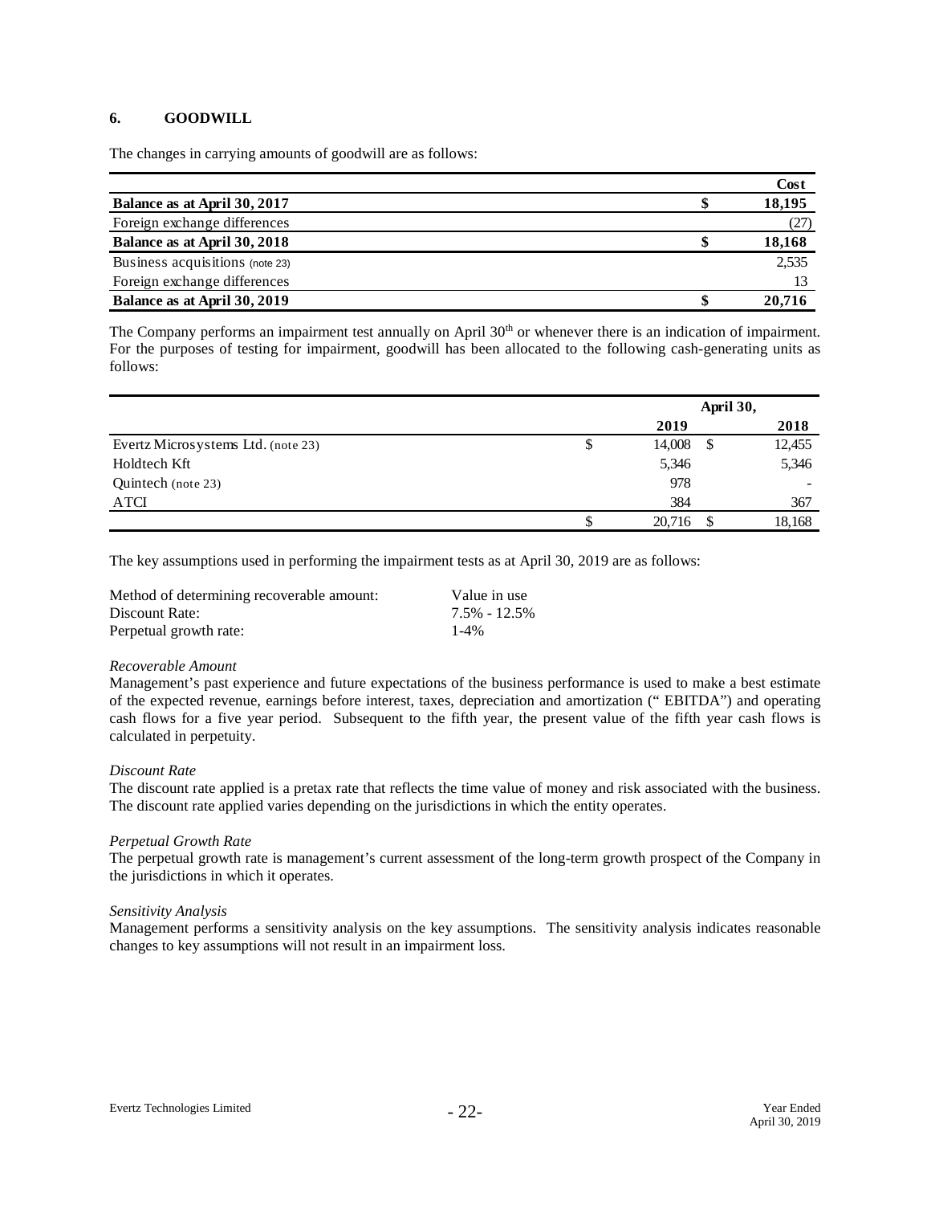## 6. GOODWILL

The changes in carrying amounts of goodwill are as follows:

| | Cost |
|---|---|
| **Balance as at April 30, 2017** | **$ 18,195** |
| Foreign exchange differences | (27) |
| **Balance as at April 30, 2018** | **$ 18,168** |
| Business acquisitions (note 23) | 2,535 |
| Foreign exchange differences | 13 |
| **Balance as at April 30, 2019** | **$ 20,716** |

The Company performs an impairment test annually on April 30th or whenever there is an indication of impairment. For the purposes of testing for impairment, goodwill has been allocated to the following cash-generating units as follows:

| | April 30, | |
|---|---|---|
| | **2019** | **2018** |
| Evertz Microsystems Ltd. (note 23) | $ 14,008 | $ 12,455 |
| Holdtech Kft | 5,346 | 5,346 |
| Quintech (note 23) | 978 | - |
| ATCI | 384 | 367 |
| | $ 20,716 | $ 18,168 |

The key assumptions used in performing the impairment tests as at April 30, 2019 are as follows:

| | |
|---|---|
| Method of determining recoverable amount: | Value in use |
| Discount Rate: | 7.5% - 12.5% |
| Perpetual growth rate: | 1-4% |

*Recoverable Amount*

Management's past experience and future expectations of the business performance is used to make a best estimate of the expected revenue, earnings before interest, taxes, depreciation and amortization (" EBITDA") and operating cash flows for a five year period. Subsequent to the fifth year, the present value of the fifth year cash flows is calculated in perpetuity.

*Discount Rate*

The discount rate applied is a pretax rate that reflects the time value of money and risk associated with the business. The discount rate applied varies depending on the jurisdictions in which the entity operates.

*Perpetual Growth Rate*

The perpetual growth rate is management's current assessment of the long-term growth prospect of the Company in the jurisdictions in which it operates.

*Sensitivity Analysis*

Management performs a sensitivity analysis on the key assumptions. The sensitivity analysis indicates reasonable changes to key assumptions will not result in an impairment loss.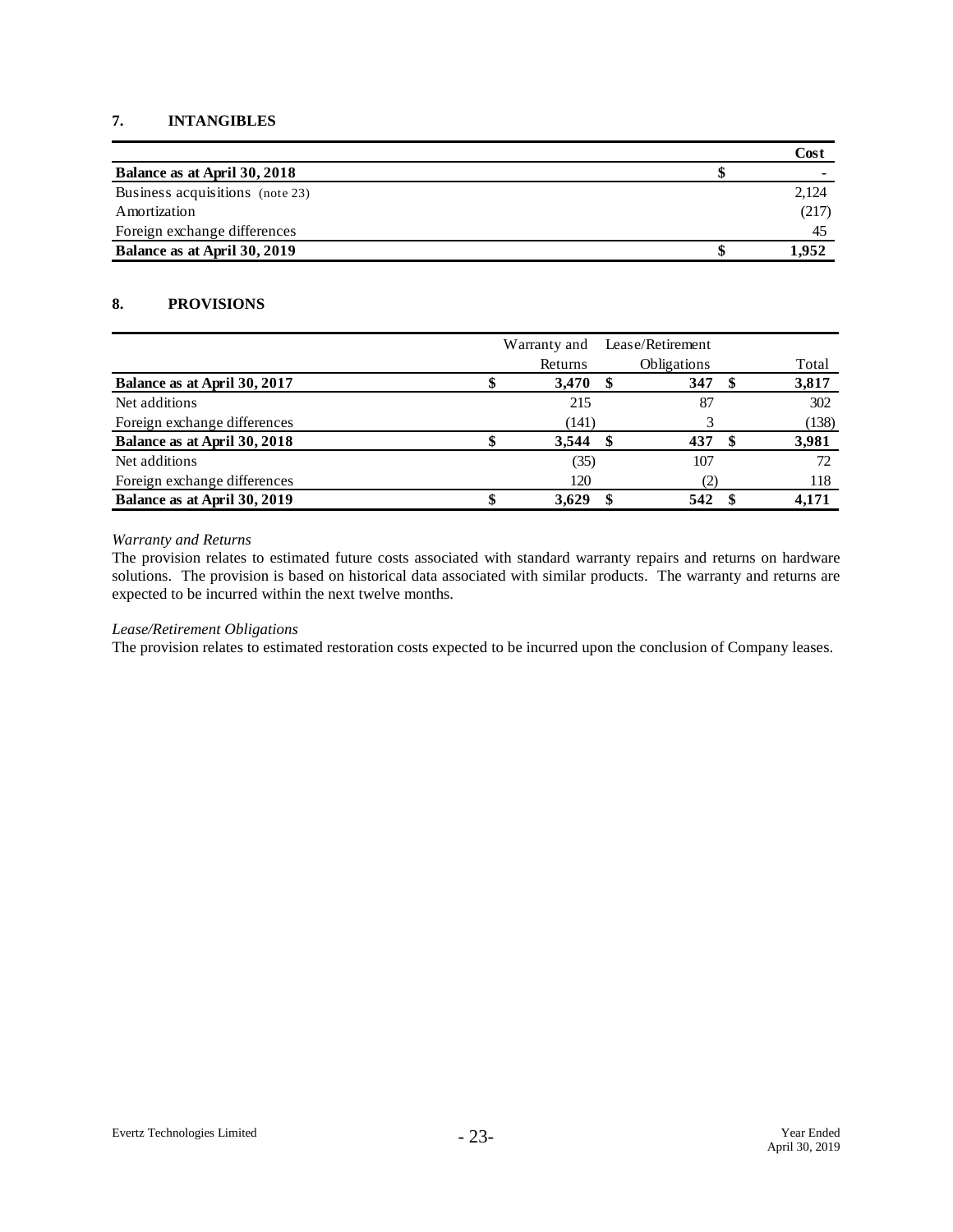## 7. INTANGIBLES

| | Cost |
|---|---|
| **Balance as at April 30, 2018** | **$ -** |
| Business acquisitions (note 23) | 2,124 |
| Amortization | (217) |
| Foreign exchange differences | 45 |
| **Balance as at April 30, 2019** | **$ 1,952** |

## 8. PROVISIONS

| | Warranty and Returns | Lease/Retirement Obligations | Total |
|---|---|---|---|
| **Balance as at April 30, 2017** | **$ 3,470** | **$ 347** | **$ 3,817** |
| Net additions | 215 | 87 | 302 |
| Foreign exchange differences | (141) | 3 | (138) |
| **Balance as at April 30, 2018** | **$ 3,544** | **$ 437** | **$ 3,981** |
| Net additions | (35) | 107 | 72 |
| Foreign exchange differences | 120 | (2) | 118 |
| **Balance as at April 30, 2019** | **$ 3,629** | **$ 542** | **$ 4,171** |

*Warranty and Returns*

The provision relates to estimated future costs associated with standard warranty repairs and returns on hardware solutions. The provision is based on historical data associated with similar products. The warranty and returns are expected to be incurred within the next twelve months.

*Lease/Retirement Obligations*

The provision relates to estimated restoration costs expected to be incurred upon the conclusion of Company leases.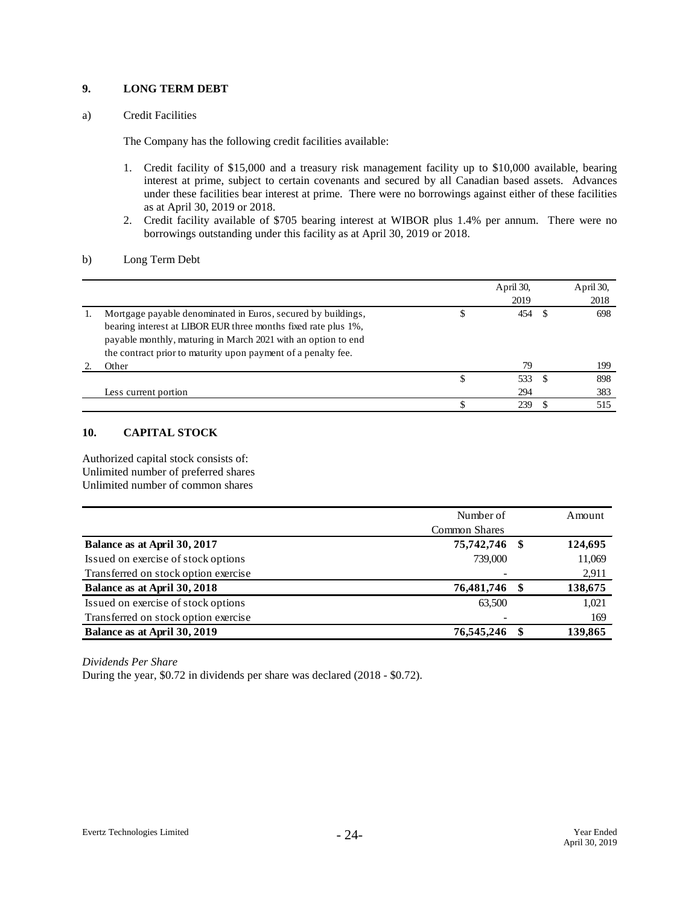## 9. LONG TERM DEBT

a) Credit Facilities

The Company has the following credit facilities available:

1. Credit facility of $15,000 and a treasury risk management facility up to $10,000 available, bearing interest at prime, subject to certain covenants and secured by all Canadian based assets. Advances under these facilities bear interest at prime. There were no borrowings against either of these facilities as at April 30, 2019 or 2018.
2. Credit facility available of $705 bearing interest at WIBOR plus 1.4% per annum. There were no borrowings outstanding under this facility as at April 30, 2019 or 2018.

b) Long Term Debt

| | | April 30, 2019 | April 30, 2018 |
|---|---|---|---|
| 1. | Mortgage payable denominated in Euros, secured by buildings, bearing interest at LIBOR EUR three months fixed rate plus 1%, payable monthly, maturing in March 2021 with an option to end the contract prior to maturity upon payment of a penalty fee. | $ 454 | $ 698 |
| 2. | Other | 79 | 199 |
| | | $ 533 | $ 898 |
| | Less current portion | 294 | 383 |
| | | $ 239 | $ 515 |

## 10. CAPITAL STOCK

Authorized capital stock consists of:
Unlimited number of preferred shares
Unlimited number of common shares

| | Number of Common Shares | Amount |
|---|---|---|
| **Balance as at April 30, 2017** | **75,742,746** | **$ 124,695** |
| Issued on exercise of stock options | 739,000 | 11,069 |
| Transferred on stock option exercise | - | 2,911 |
| **Balance as at April 30, 2018** | **76,481,746** | **$ 138,675** |
| Issued on exercise of stock options | 63,500 | 1,021 |
| Transferred on stock option exercise | - | 169 |
| **Balance as at April 30, 2019** | **76,545,246** | **$ 139,865** |

*Dividends Per Share*
During the year, $0.72 in dividends per share was declared (2018 - $0.72).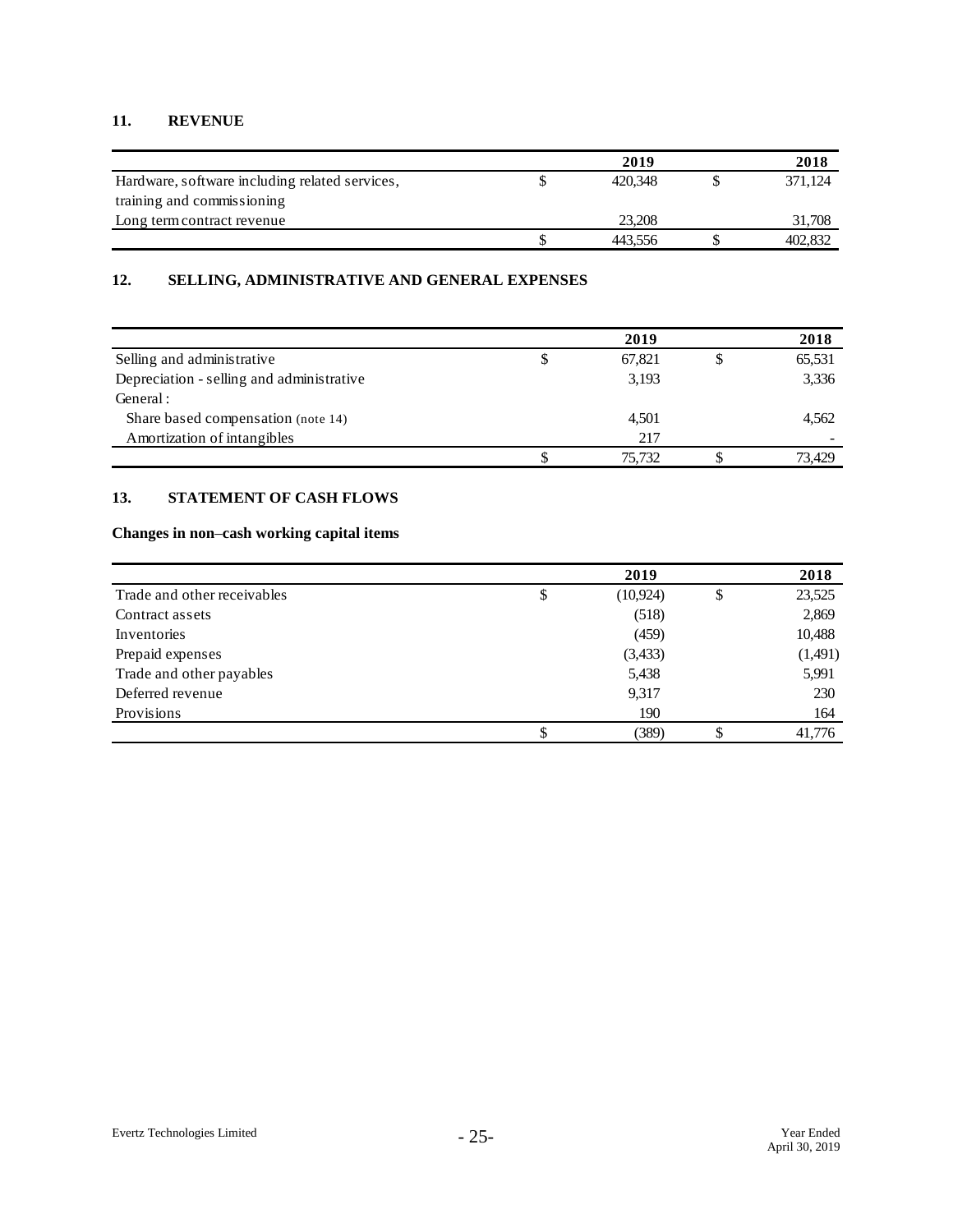## 11. REVENUE

| | 2019 | 2018 |
|---|---|---|
| Hardware, software including related services, training and commissioning | $ 420,348 | $ 371,124 |
| Long term contract revenue | 23,208 | 31,708 |
| | $ 443,556 | $ 402,832 |

## 12. SELLING, ADMINISTRATIVE AND GENERAL EXPENSES

| | 2019 | 2018 |
|---|---|---|
| Selling and administrative | $ 67,821 | $ 65,531 |
| Depreciation - selling and administrative | 3,193 | 3,336 |
| General : | | |
| Share based compensation (note 14) | 4,501 | 4,562 |
| Amortization of intangibles | 217 | - |
| | $ 75,732 | $ 73,429 |

## 13. STATEMENT OF CASH FLOWS

**Changes in non–cash working capital items**

| | 2019 | 2018 |
|---|---|---|
| Trade and other receivables | $ (10,924) | $ 23,525 |
| Contract assets | (518) | 2,869 |
| Inventories | (459) | 10,488 |
| Prepaid expenses | (3,433) | (1,491) |
| Trade and other payables | 5,438 | 5,991 |
| Deferred revenue | 9,317 | 230 |
| Provisions | 190 | 164 |
| | $ (389) | $ 41,776 |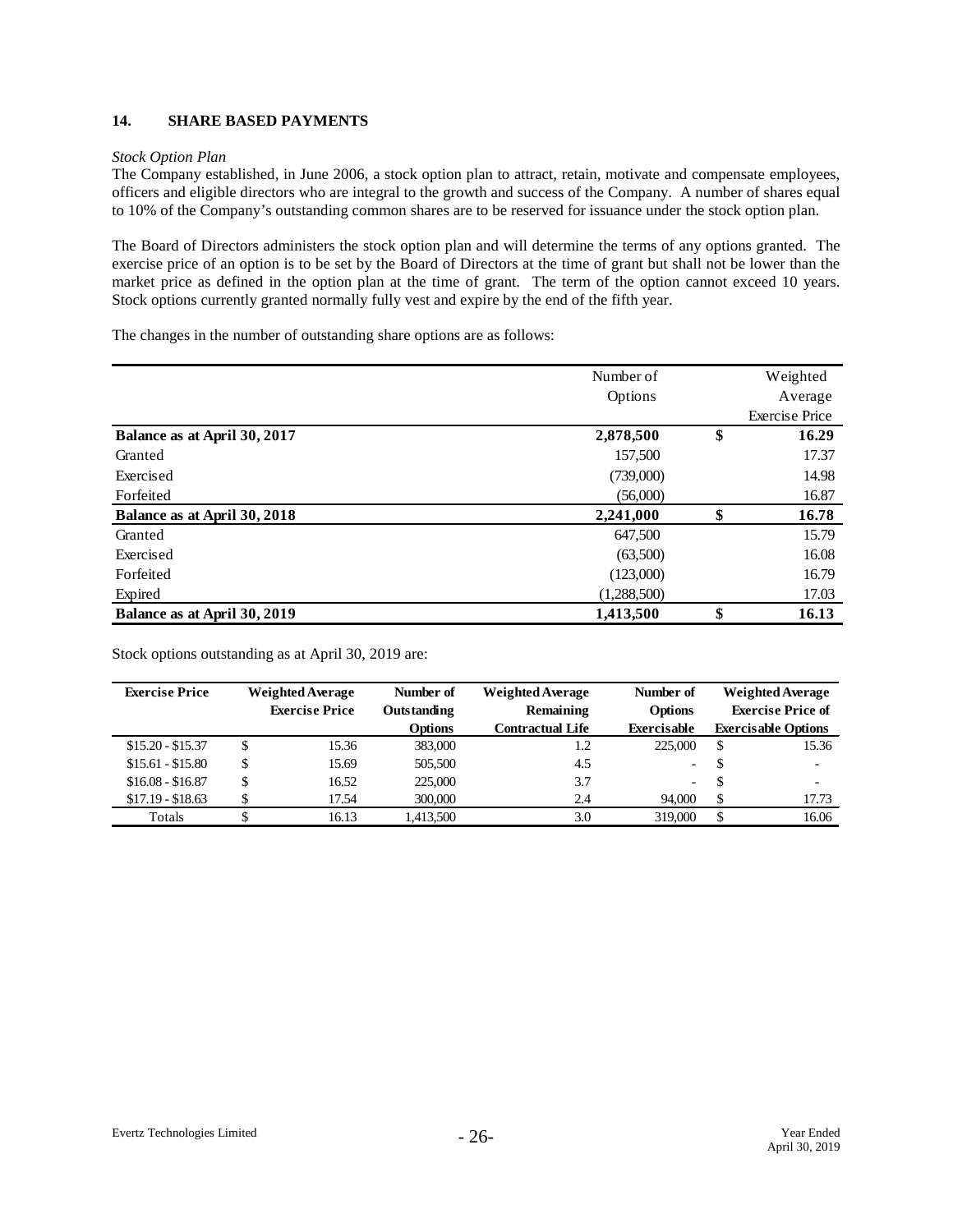## 14. SHARE BASED PAYMENTS

*Stock Option Plan*

The Company established, in June 2006, a stock option plan to attract, retain, motivate and compensate employees, officers and eligible directors who are integral to the growth and success of the Company. A number of shares equal to 10% of the Company's outstanding common shares are to be reserved for issuance under the stock option plan.

The Board of Directors administers the stock option plan and will determine the terms of any options granted. The exercise price of an option is to be set by the Board of Directors at the time of grant but shall not be lower than the market price as defined in the option plan at the time of grant. The term of the option cannot exceed 10 years. Stock options currently granted normally fully vest and expire by the end of the fifth year.

The changes in the number of outstanding share options are as follows:

| | Number of Options | Weighted Average Exercise Price |
|---|---|---|
| **Balance as at April 30, 2017** | **2,878,500** | **$ 16.29** |
| Granted | 157,500 | 17.37 |
| Exercised | (739,000) | 14.98 |
| Forfeited | (56,000) | 16.87 |
| **Balance as at April 30, 2018** | **2,241,000** | **$ 16.78** |
| Granted | 647,500 | 15.79 |
| Exercised | (63,500) | 16.08 |
| Forfeited | (123,000) | 16.79 |
| Expired | (1,288,500) | 17.03 |
| **Balance as at April 30, 2019** | **1,413,500** | **$ 16.13** |

Stock options outstanding as at April 30, 2019 are:

| Exercise Price | Weighted Average Exercise Price | Number of Outstanding Options | Weighted Average Remaining Contractual Life | Number of Options Exercisable | Weighted Average Exercise Price of Exercisable Options |
|---|---|---|---|---|---|
| $15.20 - $15.37 | $ 15.36 | 383,000 | 1.2 | 225,000 | $ 15.36 |
| $15.61 - $15.80 | $ 15.69 | 505,500 | 4.5 | - | $ - |
| $16.08 - $16.87 | $ 16.52 | 225,000 | 3.7 | - | $ - |
| $17.19 - $18.63 | $ 17.54 | 300,000 | 2.4 | 94,000 | $ 17.73 |
| Totals | $ 16.13 | 1,413,500 | 3.0 | 319,000 | $ 16.06 |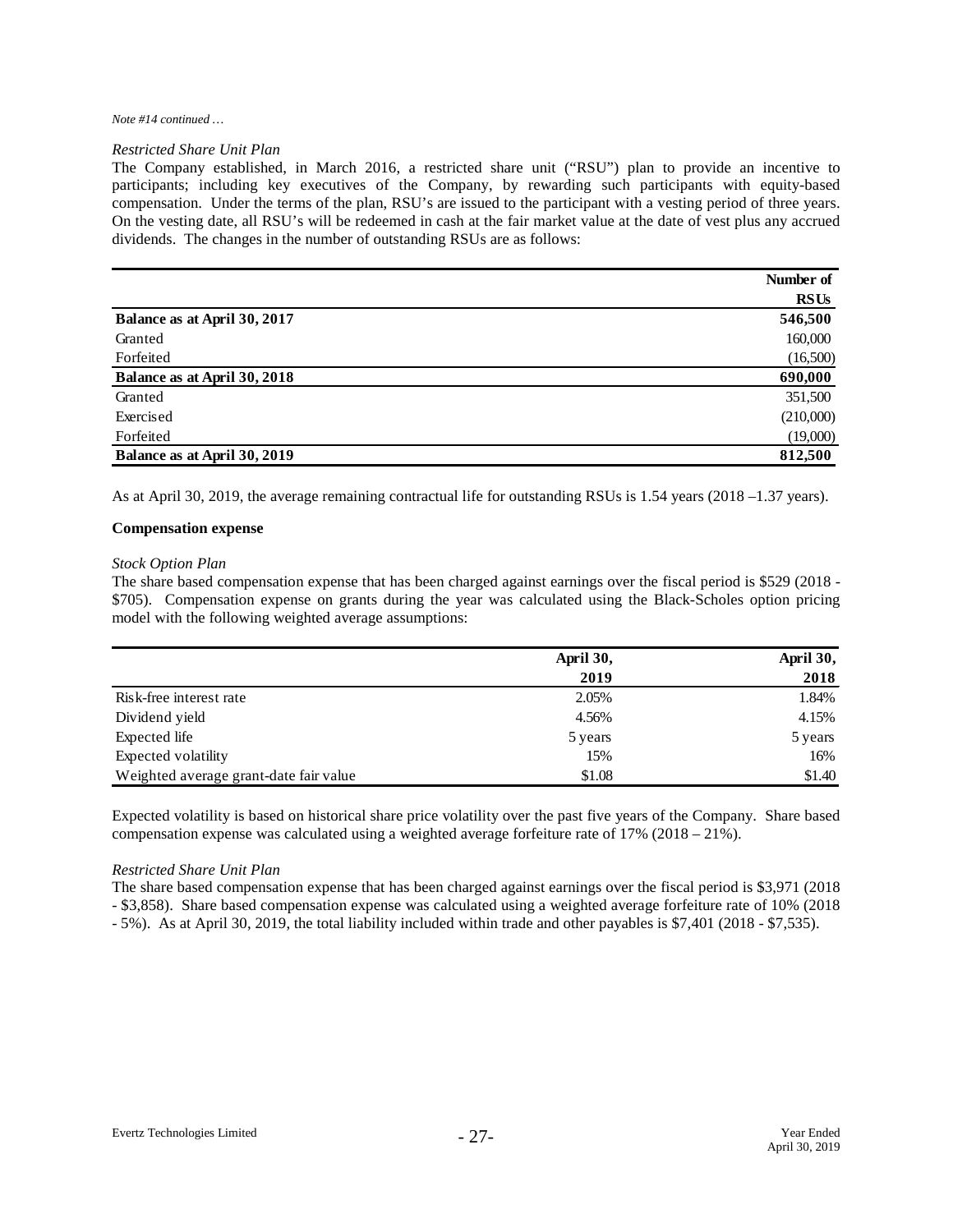*Note #14 continued …*

*Restricted Share Unit Plan*

The Company established, in March 2016, a restricted share unit ("RSU") plan to provide an incentive to participants; including key executives of the Company, by rewarding such participants with equity-based compensation. Under the terms of the plan, RSU's are issued to the participant with a vesting period of three years. On the vesting date, all RSU's will be redeemed in cash at the fair market value at the date of vest plus any accrued dividends. The changes in the number of outstanding RSUs are as follows:

| | Number of RSUs |
|---|---|
| **Balance as at April 30, 2017** | **546,500** |
| Granted | 160,000 |
| Forfeited | (16,500) |
| **Balance as at April 30, 2018** | **690,000** |
| Granted | 351,500 |
| Exercised | (210,000) |
| Forfeited | (19,000) |
| **Balance as at April 30, 2019** | **812,500** |

As at April 30, 2019, the average remaining contractual life for outstanding RSUs is 1.54 years (2018 –1.37 years).

**Compensation expense**

*Stock Option Plan*

The share based compensation expense that has been charged against earnings over the fiscal period is $529 (2018 - $705). Compensation expense on grants during the year was calculated using the Black-Scholes option pricing model with the following weighted average assumptions:

| | April 30, 2019 | April 30, 2018 |
|---|---|---|
| Risk-free interest rate | 2.05% | 1.84% |
| Dividend yield | 4.56% | 4.15% |
| Expected life | 5 years | 5 years |
| Expected volatility | 15% | 16% |
| Weighted average grant-date fair value | $1.08 | $1.40 |

Expected volatility is based on historical share price volatility over the past five years of the Company. Share based compensation expense was calculated using a weighted average forfeiture rate of 17% (2018 – 21%).

*Restricted Share Unit Plan*

The share based compensation expense that has been charged against earnings over the fiscal period is $3,971 (2018 - $3,858). Share based compensation expense was calculated using a weighted average forfeiture rate of 10% (2018 - 5%). As at April 30, 2019, the total liability included within trade and other payables is $7,401 (2018 - $7,535).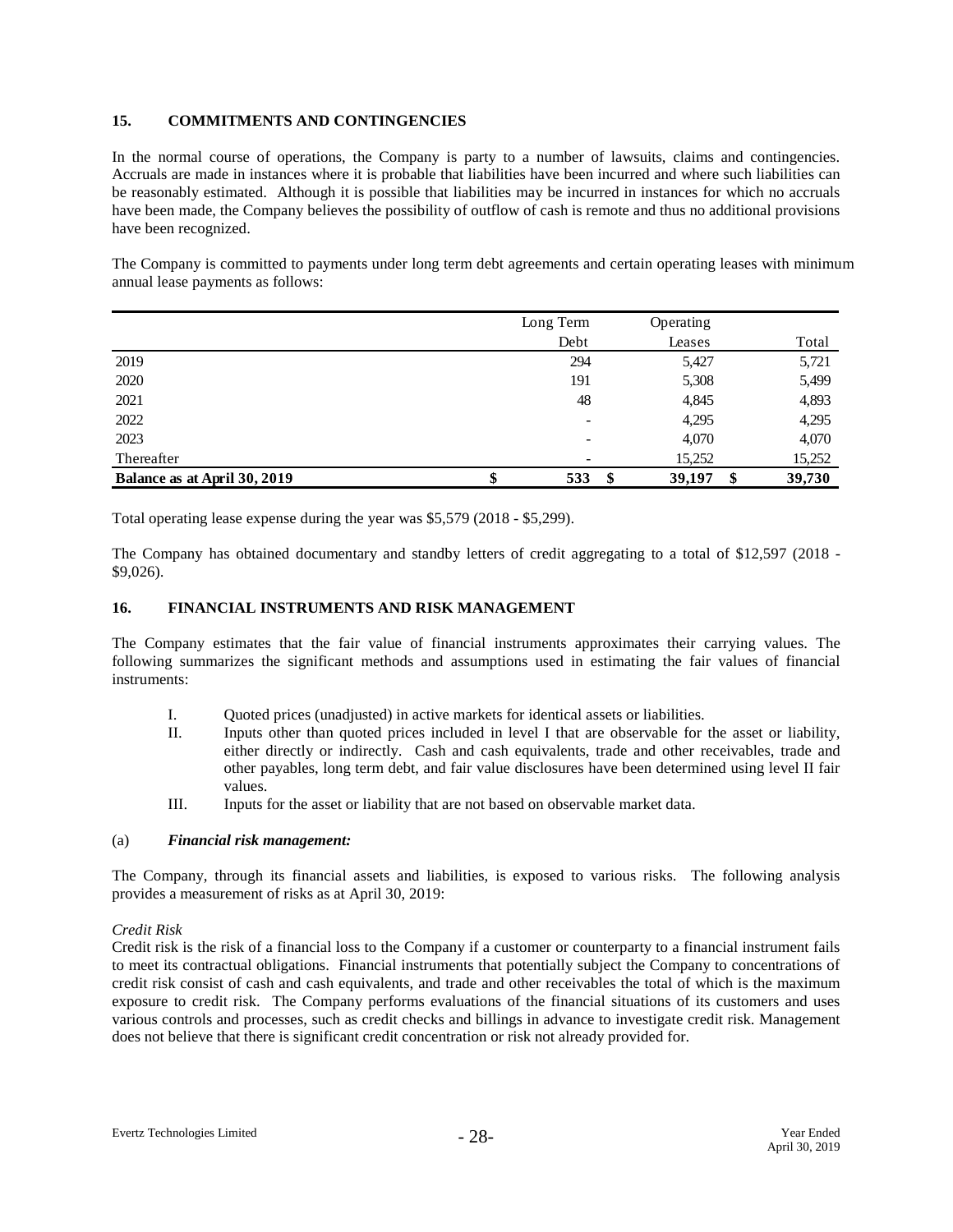## 15. COMMITMENTS AND CONTINGENCIES

In the normal course of operations, the Company is party to a number of lawsuits, claims and contingencies. Accruals are made in instances where it is probable that liabilities have been incurred and where such liabilities can be reasonably estimated. Although it is possible that liabilities may be incurred in instances for which no accruals have been made, the Company believes the possibility of outflow of cash is remote and thus no additional provisions have been recognized.

The Company is committed to payments under long term debt agreements and certain operating leases with minimum annual lease payments as follows:

| | Long Term Debt | Operating Leases | Total |
|---|---|---|---|
| 2019 | 294 | 5,427 | 5,721 |
| 2020 | 191 | 5,308 | 5,499 |
| 2021 | 48 | 4,845 | 4,893 |
| 2022 | - | 4,295 | 4,295 |
| 2023 | - | 4,070 | 4,070 |
| Thereafter | - | 15,252 | 15,252 |
| **Balance as at April 30, 2019** | **$ 533** | **$ 39,197** | **$ 39,730** |

Total operating lease expense during the year was $5,579 (2018 - $5,299).

The Company has obtained documentary and standby letters of credit aggregating to a total of $12,597 (2018 - $9,026).

## 16. FINANCIAL INSTRUMENTS AND RISK MANAGEMENT

The Company estimates that the fair value of financial instruments approximates their carrying values. The following summarizes the significant methods and assumptions used in estimating the fair values of financial instruments:

I. Quoted prices (unadjusted) in active markets for identical assets or liabilities.

II. Inputs other than quoted prices included in level I that are observable for the asset or liability, either directly or indirectly. Cash and cash equivalents, trade and other receivables, trade and other payables, long term debt, and fair value disclosures have been determined using level II fair values.

III. Inputs for the asset or liability that are not based on observable market data.

### (a) *Financial risk management:*

The Company, through its financial assets and liabilities, is exposed to various risks. The following analysis provides a measurement of risks as at April 30, 2019:

*Credit Risk*

Credit risk is the risk of a financial loss to the Company if a customer or counterparty to a financial instrument fails to meet its contractual obligations. Financial instruments that potentially subject the Company to concentrations of credit risk consist of cash and cash equivalents, and trade and other receivables the total of which is the maximum exposure to credit risk. The Company performs evaluations of the financial situations of its customers and uses various controls and processes, such as credit checks and billings in advance to investigate credit risk. Management does not believe that there is significant credit concentration or risk not already provided for.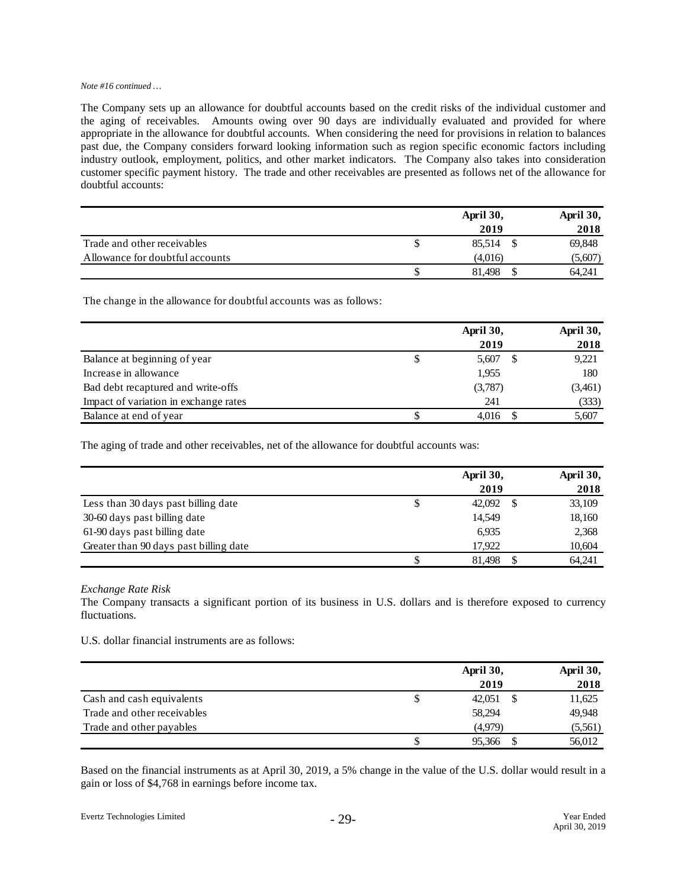*Note #16 continued …*

The Company sets up an allowance for doubtful accounts based on the credit risks of the individual customer and the aging of receivables. Amounts owing over 90 days are individually evaluated and provided for where appropriate in the allowance for doubtful accounts. When considering the need for provisions in relation to balances past due, the Company considers forward looking information such as region specific economic factors including industry outlook, employment, politics, and other market indicators. The Company also takes into consideration customer specific payment history. The trade and other receivables are presented as follows net of the allowance for doubtful accounts:

| | April 30, 2019 | April 30, 2018 |
|---|---|---|
| Trade and other receivables | $ 85,514 | $ 69,848 |
| Allowance for doubtful accounts | (4,016) | (5,607) |
| | $ 81,498 | $ 64,241 |

The change in the allowance for doubtful accounts was as follows:

| | April 30, 2019 | April 30, 2018 |
|---|---|---|
| Balance at beginning of year | $ 5,607 | $ 9,221 |
| Increase in allowance | 1,955 | 180 |
| Bad debt recaptured and write-offs | (3,787) | (3,461) |
| Impact of variation in exchange rates | 241 | (333) |
| Balance at end of year | $ 4,016 | $ 5,607 |

The aging of trade and other receivables, net of the allowance for doubtful accounts was:

| | April 30, 2019 | April 30, 2018 |
|---|---|---|
| Less than 30 days past billing date | $ 42,092 | $ 33,109 |
| 30-60 days past billing date | 14,549 | 18,160 |
| 61-90 days past billing date | 6,935 | 2,368 |
| Greater than 90 days past billing date | 17,922 | 10,604 |
| | $ 81,498 | $ 64,241 |

*Exchange Rate Risk*

The Company transacts a significant portion of its business in U.S. dollars and is therefore exposed to currency fluctuations.

U.S. dollar financial instruments are as follows:

| | April 30, 2019 | April 30, 2018 |
|---|---|---|
| Cash and cash equivalents | $ 42,051 | $ 11,625 |
| Trade and other receivables | 58,294 | 49,948 |
| Trade and other payables | (4,979) | (5,561) |
| | $ 95,366 | $ 56,012 |

Based on the financial instruments as at April 30, 2019, a 5% change in the value of the U.S. dollar would result in a gain or loss of $4,768 in earnings before income tax.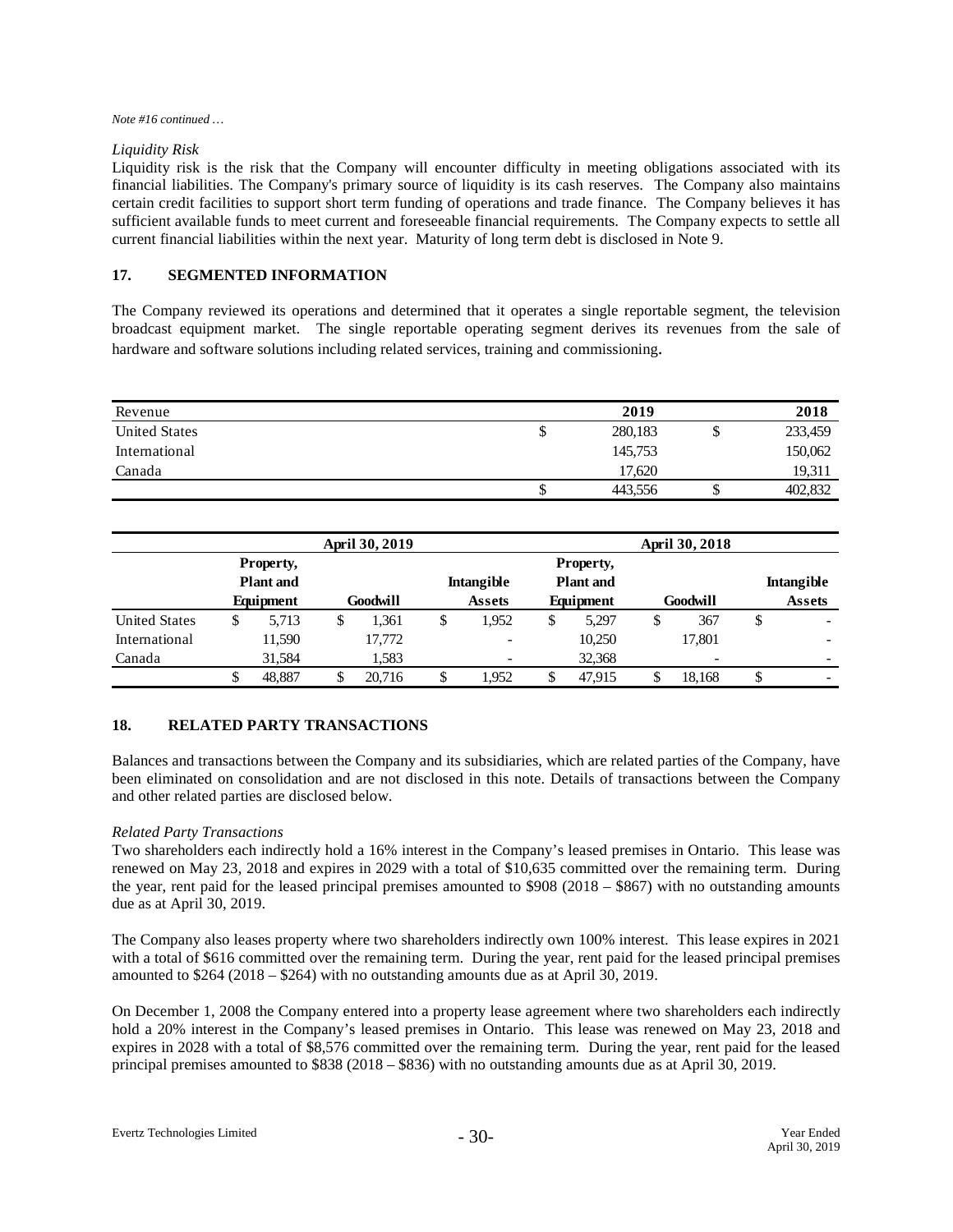*Note #16 continued …*

*Liquidity Risk*

Liquidity risk is the risk that the Company will encounter difficulty in meeting obligations associated with its financial liabilities. The Company's primary source of liquidity is its cash reserves. The Company also maintains certain credit facilities to support short term funding of operations and trade finance. The Company believes it has sufficient available funds to meet current and foreseeable financial requirements. The Company expects to settle all current financial liabilities within the next year. Maturity of long term debt is disclosed in Note 9.

## 17. SEGMENTED INFORMATION

The Company reviewed its operations and determined that it operates a single reportable segment, the television broadcast equipment market. The single reportable operating segment derives its revenues from the sale of hardware and software solutions including related services, training and commissioning.

| Revenue | 2019 | 2018 |
|---|---|---|
| United States | $ 280,183 | $ 233,459 |
| International | 145,753 | 150,062 |
| Canada | 17,620 | 19,311 |
| | $ 443,556 | $ 402,832 |

| | April 30, 2019 | | | April 30, 2018 | | |
|---|---|---|---|---|---|---|
| | Property, Plant and Equipment | Goodwill | Intangible Assets | Property, Plant and Equipment | Goodwill | Intangible Assets |
| United States | $ 5,713 | $ 1,361 | $ 1,952 | $ 5,297 | $ 367 | $ - |
| International | 11,590 | 17,772 | - | 10,250 | 17,801 | - |
| Canada | 31,584 | 1,583 | - | 32,368 | - | - |
| | $ 48,887 | $ 20,716 | $ 1,952 | $ 47,915 | $ 18,168 | $ - |

## 18. RELATED PARTY TRANSACTIONS

Balances and transactions between the Company and its subsidiaries, which are related parties of the Company, have been eliminated on consolidation and are not disclosed in this note. Details of transactions between the Company and other related parties are disclosed below.

*Related Party Transactions*

Two shareholders each indirectly hold a 16% interest in the Company's leased premises in Ontario. This lease was renewed on May 23, 2018 and expires in 2029 with a total of $10,635 committed over the remaining term. During the year, rent paid for the leased principal premises amounted to $908 (2018 – $867) with no outstanding amounts due as at April 30, 2019.

The Company also leases property where two shareholders indirectly own 100% interest. This lease expires in 2021 with a total of $616 committed over the remaining term. During the year, rent paid for the leased principal premises amounted to $264 (2018 – $264) with no outstanding amounts due as at April 30, 2019.

On December 1, 2008 the Company entered into a property lease agreement where two shareholders each indirectly hold a 20% interest in the Company's leased premises in Ontario. This lease was renewed on May 23, 2018 and expires in 2028 with a total of $8,576 committed over the remaining term. During the year, rent paid for the leased principal premises amounted to $838 (2018 – $836) with no outstanding amounts due as at April 30, 2019.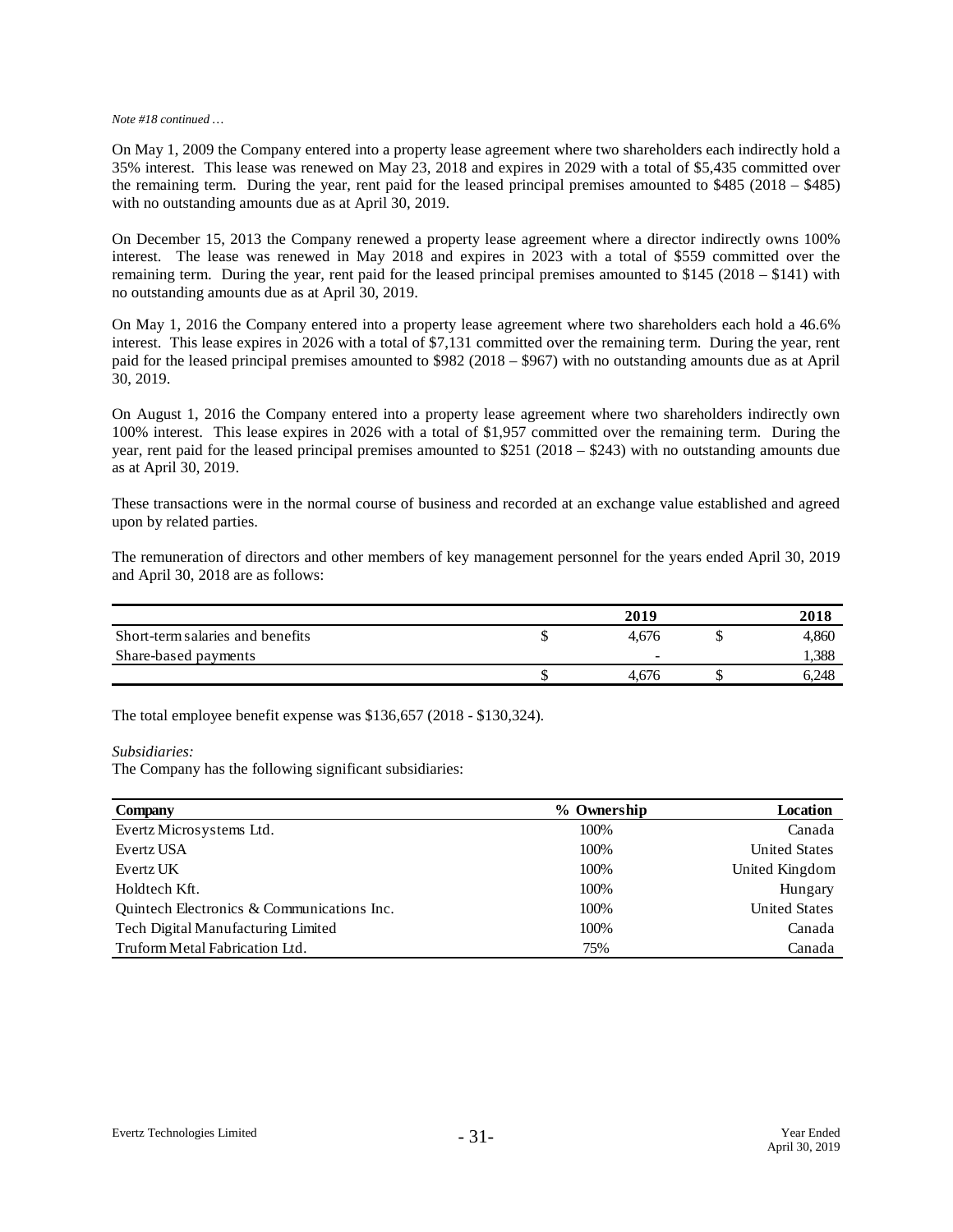*Note #18 continued …*

On May 1, 2009 the Company entered into a property lease agreement where two shareholders each indirectly hold a 35% interest. This lease was renewed on May 23, 2018 and expires in 2029 with a total of $5,435 committed over the remaining term. During the year, rent paid for the leased principal premises amounted to $485 (2018 – $485) with no outstanding amounts due as at April 30, 2019.

On December 15, 2013 the Company renewed a property lease agreement where a director indirectly owns 100% interest. The lease was renewed in May 2018 and expires in 2023 with a total of $559 committed over the remaining term. During the year, rent paid for the leased principal premises amounted to $145 (2018 – $141) with no outstanding amounts due as at April 30, 2019.

On May 1, 2016 the Company entered into a property lease agreement where two shareholders each hold a 46.6% interest. This lease expires in 2026 with a total of $7,131 committed over the remaining term. During the year, rent paid for the leased principal premises amounted to $982 (2018 – $967) with no outstanding amounts due as at April 30, 2019.

On August 1, 2016 the Company entered into a property lease agreement where two shareholders indirectly own 100% interest. This lease expires in 2026 with a total of $1,957 committed over the remaining term. During the year, rent paid for the leased principal premises amounted to $251 (2018 – $243) with no outstanding amounts due as at April 30, 2019.

These transactions were in the normal course of business and recorded at an exchange value established and agreed upon by related parties.

The remuneration of directors and other members of key management personnel for the years ended April 30, 2019 and April 30, 2018 are as follows:

| | | 2019 | | 2018 |
|---|---|---|---|---|
| Short-term salaries and benefits | $ | 4,676 | $ | 4,860 |
| Share-based payments | | - | | 1,388 |
| | $ | 4,676 | $ | 6,248 |

The total employee benefit expense was $136,657 (2018 - $130,324).

*Subsidiaries:*
The Company has the following significant subsidiaries:

| Company | % Ownership | Location |
|---|---|---|
| Evertz Microsystems Ltd. | 100% | Canada |
| Evertz USA | 100% | United States |
| Evertz UK | 100% | United Kingdom |
| Holdtech Kft. | 100% | Hungary |
| Quintech Electronics & Communications Inc. | 100% | United States |
| Tech Digital Manufacturing Limited | 100% | Canada |
| Truform Metal Fabrication Ltd. | 75% | Canada |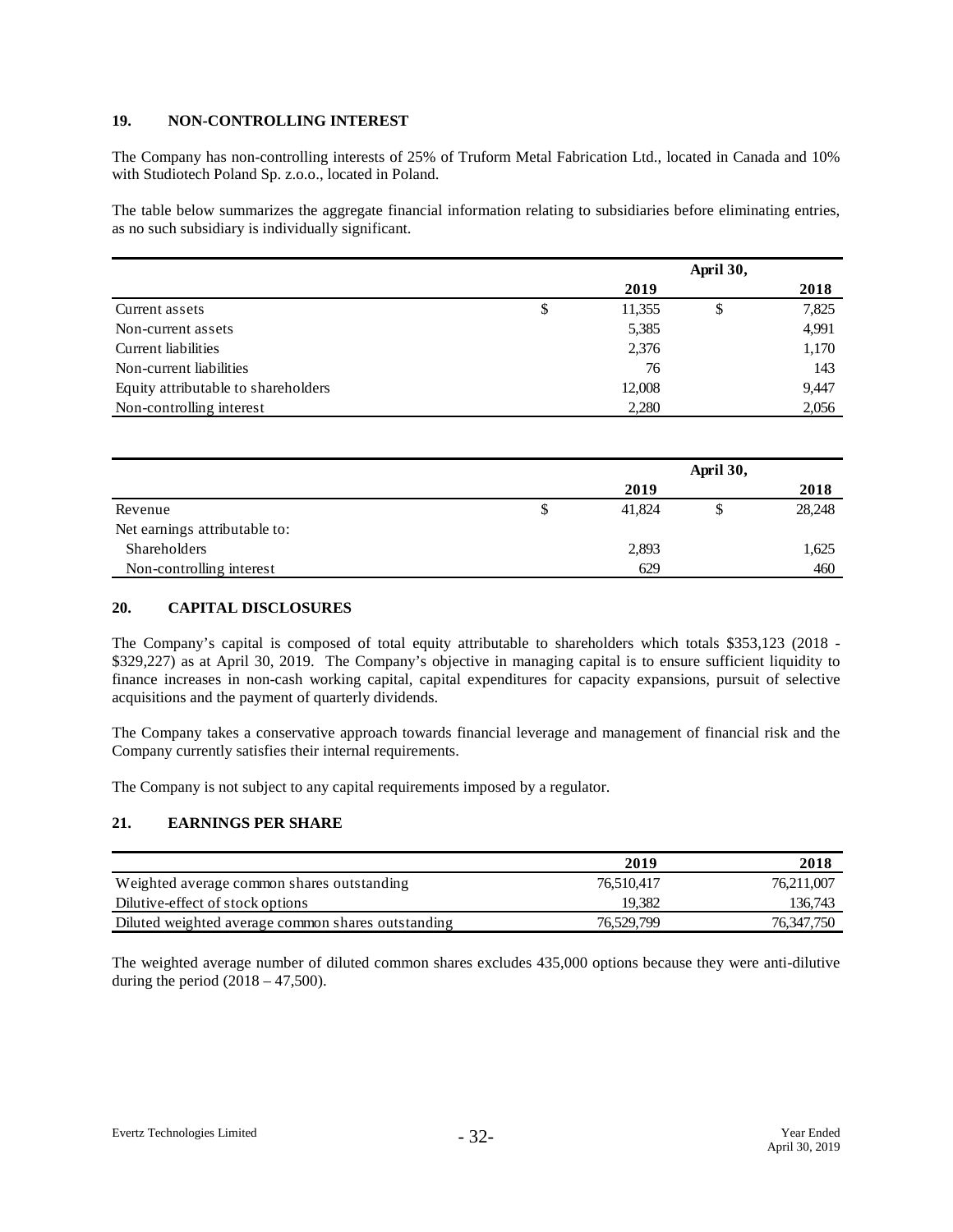## 19. NON-CONTROLLING INTEREST

The Company has non-controlling interests of 25% of Truform Metal Fabrication Ltd., located in Canada and 10% with Studiotech Poland Sp. z.o.o., located in Poland.

The table below summarizes the aggregate financial information relating to subsidiaries before eliminating entries, as no such subsidiary is individually significant.

| | April 30, | |
|---|---|---|
| | **2019** | **2018** |
| Current assets | $ 11,355 | $ 7,825 |
| Non-current assets | 5,385 | 4,991 |
| Current liabilities | 2,376 | 1,170 |
| Non-current liabilities | 76 | 143 |
| Equity attributable to shareholders | 12,008 | 9,447 |
| Non-controlling interest | 2,280 | 2,056 |

| | April 30, | |
|---|---|---|
| | **2019** | **2018** |
| Revenue | $ 41,824 | $ 28,248 |
| Net earnings attributable to: | | |
| Shareholders | 2,893 | 1,625 |
| Non-controlling interest | 629 | 460 |

## 20. CAPITAL DISCLOSURES

The Company's capital is composed of total equity attributable to shareholders which totals $353,123 (2018 - $329,227) as at April 30, 2019. The Company's objective in managing capital is to ensure sufficient liquidity to finance increases in non-cash working capital, capital expenditures for capacity expansions, pursuit of selective acquisitions and the payment of quarterly dividends.

The Company takes a conservative approach towards financial leverage and management of financial risk and the Company currently satisfies their internal requirements.

The Company is not subject to any capital requirements imposed by a regulator.

## 21. EARNINGS PER SHARE

| | **2019** | **2018** |
|---|---|---|
| Weighted average common shares outstanding | 76,510,417 | 76,211,007 |
| Dilutive-effect of stock options | 19,382 | 136,743 |
| Diluted weighted average common shares outstanding | 76,529,799 | 76,347,750 |

The weighted average number of diluted common shares excludes 435,000 options because they were anti-dilutive during the period (2018 – 47,500).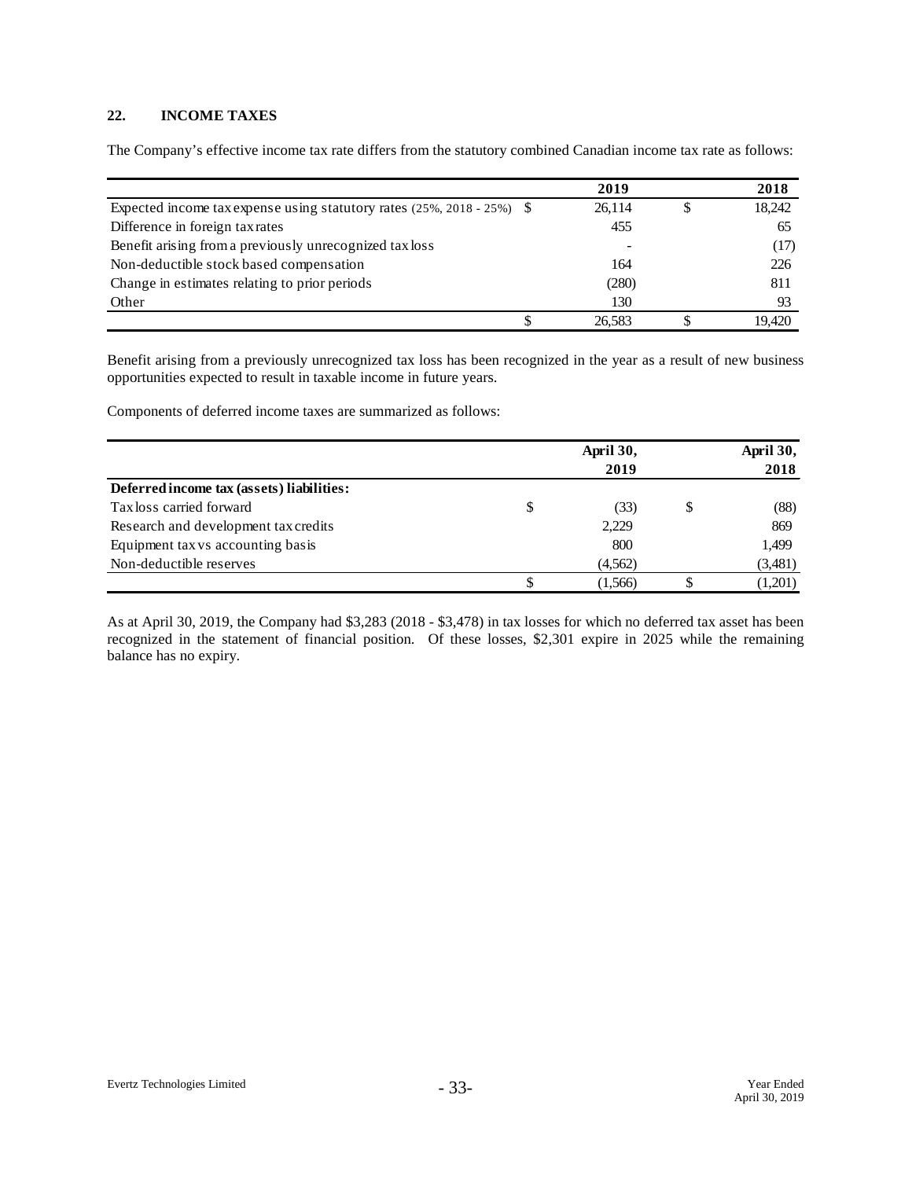## 22. INCOME TAXES

The Company's effective income tax rate differs from the statutory combined Canadian income tax rate as follows:

| | | 2019 | | 2018 |
|---|---|---|---|---|
| Expected income tax expense using statutory rates (25%, 2018 - 25%) | $ | 26,114 | $ | 18,242 |
| Difference in foreign tax rates | | 455 | | 65 |
| Benefit arising from a previously unrecognized tax loss | | - | | (17) |
| Non-deductible stock based compensation | | 164 | | 226 |
| Change in estimates relating to prior periods | | (280) | | 811 |
| Other | | 130 | | 93 |
| | $ | 26,583 | $ | 19,420 |

Benefit arising from a previously unrecognized tax loss has been recognized in the year as a result of new business opportunities expected to result in taxable income in future years.

Components of deferred income taxes are summarized as follows:

| | | April 30, 2019 | | April 30, 2018 |
|---|---|---|---|---|
| **Deferred income tax (assets) liabilities:** | | | | |
| Tax loss carried forward | $ | (33) | $ | (88) |
| Research and development tax credits | | 2,229 | | 869 |
| Equipment tax vs accounting basis | | 800 | | 1,499 |
| Non-deductible reserves | | (4,562) | | (3,481) |
| | $ | (1,566) | $ | (1,201) |

As at April 30, 2019, the Company had $3,283 (2018 - $3,478) in tax losses for which no deferred tax asset has been recognized in the statement of financial position. Of these losses, $2,301 expire in 2025 while the remaining balance has no expiry.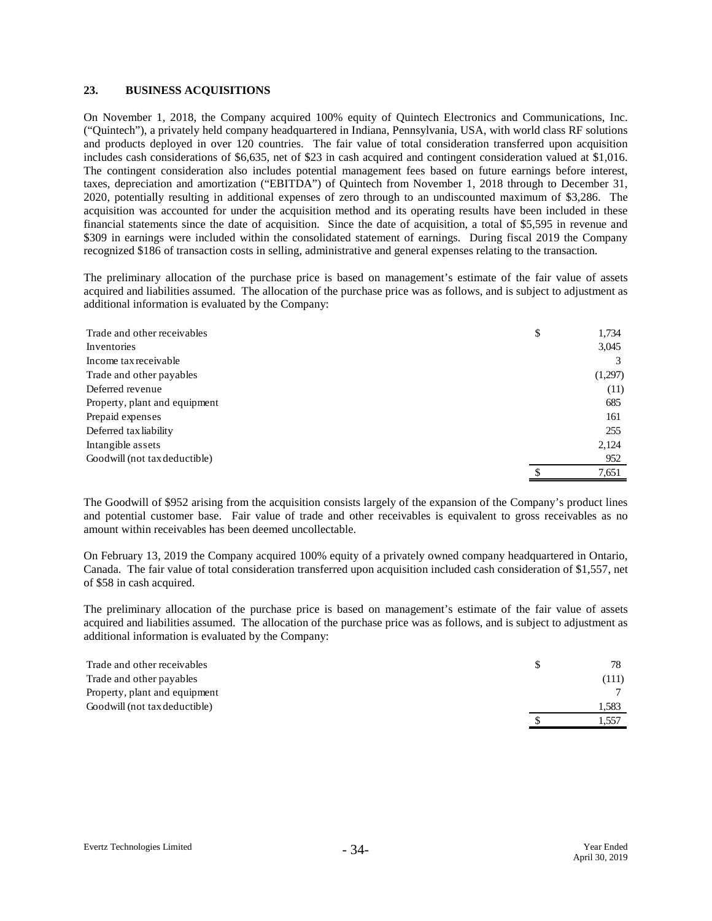## 23. BUSINESS ACQUISITIONS

On November 1, 2018, the Company acquired 100% equity of Quintech Electronics and Communications, Inc. ("Quintech"), a privately held company headquartered in Indiana, Pennsylvania, USA, with world class RF solutions and products deployed in over 120 countries. The fair value of total consideration transferred upon acquisition includes cash considerations of $6,635, net of $23 in cash acquired and contingent consideration valued at $1,016. The contingent consideration also includes potential management fees based on future earnings before interest, taxes, depreciation and amortization ("EBITDA") of Quintech from November 1, 2018 through to December 31, 2020, potentially resulting in additional expenses of zero through to an undiscounted maximum of $3,286. The acquisition was accounted for under the acquisition method and its operating results have been included in these financial statements since the date of acquisition. Since the date of acquisition, a total of $5,595 in revenue and $309 in earnings were included within the consolidated statement of earnings. During fiscal 2019 the Company recognized $186 of transaction costs in selling, administrative and general expenses relating to the transaction.

The preliminary allocation of the purchase price is based on management's estimate of the fair value of assets acquired and liabilities assumed. The allocation of the purchase price was as follows, and is subject to adjustment as additional information is evaluated by the Company:

| | | |
|---|---|---|
| Trade and other receivables | $ | 1,734 |
| Inventories | | 3,045 |
| Income tax receivable | | 3 |
| Trade and other payables | | (1,297) |
| Deferred revenue | | (11) |
| Property, plant and equipment | | 685 |
| Prepaid expenses | | 161 |
| Deferred tax liability | | 255 |
| Intangible assets | | 2,124 |
| Goodwill (not tax deductible) | | 952 |
| | $ | 7,651 |

The Goodwill of $952 arising from the acquisition consists largely of the expansion of the Company's product lines and potential customer base. Fair value of trade and other receivables is equivalent to gross receivables as no amount within receivables has been deemed uncollectable.

On February 13, 2019 the Company acquired 100% equity of a privately owned company headquartered in Ontario, Canada. The fair value of total consideration transferred upon acquisition included cash consideration of $1,557, net of $58 in cash acquired.

The preliminary allocation of the purchase price is based on management's estimate of the fair value of assets acquired and liabilities assumed. The allocation of the purchase price was as follows, and is subject to adjustment as additional information is evaluated by the Company:

| | | |
|---|---|---|
| Trade and other receivables | $ | 78 |
| Trade and other payables | | (111) |
| Property, plant and equipment | | 7 |
| Goodwill (not tax deductible) | | 1,583 |
| | $ | 1,557 |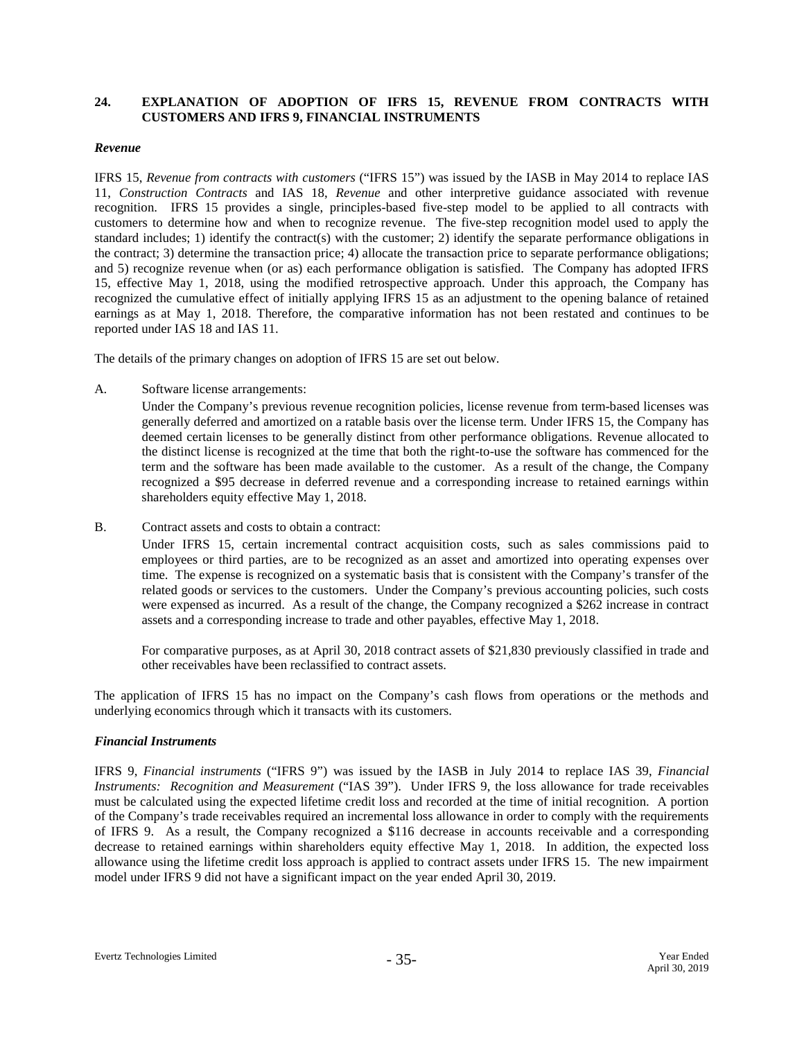## 24. EXPLANATION OF ADOPTION OF IFRS 15, REVENUE FROM CONTRACTS WITH CUSTOMERS AND IFRS 9, FINANCIAL INSTRUMENTS

### *Revenue*

IFRS 15, *Revenue from contracts with customers* ("IFRS 15") was issued by the IASB in May 2014 to replace IAS 11, *Construction Contracts* and IAS 18, *Revenue* and other interpretive guidance associated with revenue recognition. IFRS 15 provides a single, principles-based five-step model to be applied to all contracts with customers to determine how and when to recognize revenue. The five-step recognition model used to apply the standard includes; 1) identify the contract(s) with the customer; 2) identify the separate performance obligations in the contract; 3) determine the transaction price; 4) allocate the transaction price to separate performance obligations; and 5) recognize revenue when (or as) each performance obligation is satisfied. The Company has adopted IFRS 15, effective May 1, 2018, using the modified retrospective approach. Under this approach, the Company has recognized the cumulative effect of initially applying IFRS 15 as an adjustment to the opening balance of retained earnings as at May 1, 2018. Therefore, the comparative information has not been restated and continues to be reported under IAS 18 and IAS 11.

The details of the primary changes on adoption of IFRS 15 are set out below.

A. Software license arrangements:

Under the Company's previous revenue recognition policies, license revenue from term-based licenses was generally deferred and amortized on a ratable basis over the license term. Under IFRS 15, the Company has deemed certain licenses to be generally distinct from other performance obligations. Revenue allocated to the distinct license is recognized at the time that both the right-to-use the software has commenced for the term and the software has been made available to the customer. As a result of the change, the Company recognized a $95 decrease in deferred revenue and a corresponding increase to retained earnings within shareholders equity effective May 1, 2018.

B. Contract assets and costs to obtain a contract:

Under IFRS 15, certain incremental contract acquisition costs, such as sales commissions paid to employees or third parties, are to be recognized as an asset and amortized into operating expenses over time. The expense is recognized on a systematic basis that is consistent with the Company's transfer of the related goods or services to the customers. Under the Company's previous accounting policies, such costs were expensed as incurred. As a result of the change, the Company recognized a $262 increase in contract assets and a corresponding increase to trade and other payables, effective May 1, 2018.

For comparative purposes, as at April 30, 2018 contract assets of $21,830 previously classified in trade and other receivables have been reclassified to contract assets.

The application of IFRS 15 has no impact on the Company's cash flows from operations or the methods and underlying economics through which it transacts with its customers.

### *Financial Instruments*

IFRS 9, *Financial instruments* ("IFRS 9") was issued by the IASB in July 2014 to replace IAS 39, *Financial Instruments: Recognition and Measurement* ("IAS 39"). Under IFRS 9, the loss allowance for trade receivables must be calculated using the expected lifetime credit loss and recorded at the time of initial recognition. A portion of the Company's trade receivables required an incremental loss allowance in order to comply with the requirements of IFRS 9. As a result, the Company recognized a $116 decrease in accounts receivable and a corresponding decrease to retained earnings within shareholders equity effective May 1, 2018. In addition, the expected loss allowance using the lifetime credit loss approach is applied to contract assets under IFRS 15. The new impairment model under IFRS 9 did not have a significant impact on the year ended April 30, 2019.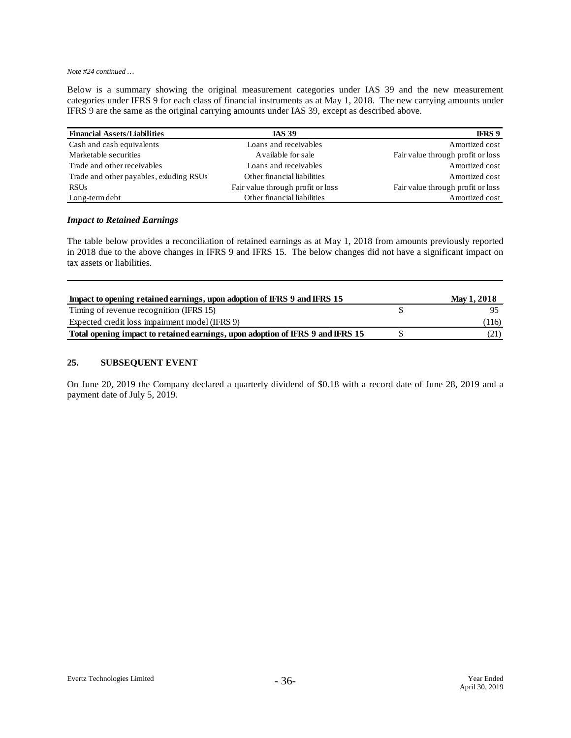*Note #24 continued …*

Below is a summary showing the original measurement categories under IAS 39 and the new measurement categories under IFRS 9 for each class of financial instruments as at May 1, 2018. The new carrying amounts under IFRS 9 are the same as the original carrying amounts under IAS 39, except as described above.

| Financial Assets/Liabilities | IAS 39 | IFRS 9 |
|---|---|---|
| Cash and cash equivalents | Loans and receivables | Amortized cost |
| Marketable securities | Available for sale | Fair value through profit or loss |
| Trade and other receivables | Loans and receivables | Amortized cost |
| Trade and other payables, exluding RSUs | Other financial liabilities | Amortized cost |
| RSUs | Fair value through profit or loss | Fair value through profit or loss |
| Long-term debt | Other financial liabilities | Amortized cost |

### *Impact to Retained Earnings*

The table below provides a reconciliation of retained earnings as at May 1, 2018 from amounts previously reported in 2018 due to the above changes in IFRS 9 and IFRS 15. The below changes did not have a significant impact on tax assets or liabilities.

| Impact to opening retained earnings, upon adoption of IFRS 9 and IFRS 15 | | May 1, 2018 |
|---|---|---|
| Timing of revenue recognition (IFRS 15) | $ | 95 |
| Expected credit loss impairment model (IFRS 9) | | (116) |
| **Total opening impact to retained earnings, upon adoption of IFRS 9 and IFRS 15** | $ | (21) |

## 25. SUBSEQUENT EVENT

On June 20, 2019 the Company declared a quarterly dividend of $0.18 with a record date of June 28, 2019 and a payment date of July 5, 2019.